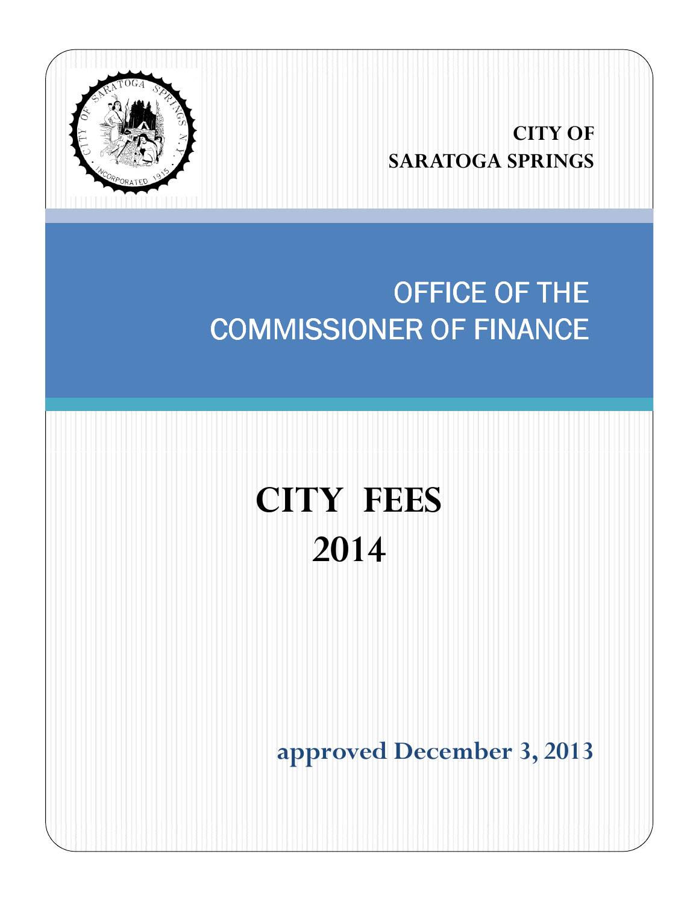CITY OF
SARATOGA SPRINGS

# OFFICE OF THE COMMISSIONER OF FINANCE

# CITY FEES 2014

**approved December 3, 2013**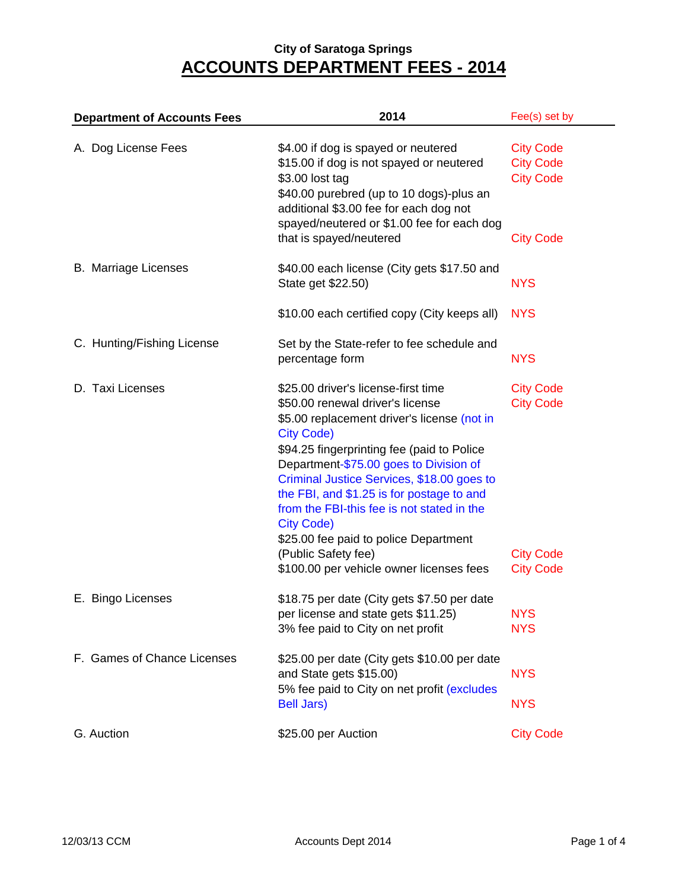City of Saratoga Springs

# ACCOUNTS DEPARTMENT FEES - 2014

| Department of Accounts Fees | 2014 | Fee(s) set by |
|---|---|---|
| A. Dog License Fees | $4.00 if dog is spayed or neutered | City Code |
| | $15.00 if dog is not spayed or neutered | City Code |
| | $3.00 lost tag | City Code |
| | $40.00 purebred (up to 10 dogs)-plus an additional $3.00 fee for each dog not spayed/neutered or $1.00 fee for each dog that is spayed/neutered | City Code |
| B. Marriage Licenses | $40.00 each license (City gets $17.50 and State get $22.50) | NYS |
| | $10.00 each certified copy (City keeps all) | NYS |
| C. Hunting/Fishing License | Set by the State-refer to fee schedule and percentage form | NYS |
| D. Taxi Licenses | $25.00 driver's license-first time | City Code |
| | $50.00 renewal driver's license | City Code |
| | $5.00 replacement driver's license (not in City Code) | |
| | $94.25 fingerprinting fee (paid to Police Department-$75.00 goes to Division of Criminal Justice Services, $18.00 goes to the FBI, and $1.25 is for postage to and from the FBI-this fee is not stated in the City Code) | |
| | $25.00 fee paid to police Department (Public Safety fee) | City Code |
| | $100.00 per vehicle owner licenses fees | City Code |
| E. Bingo Licenses | $18.75 per date (City gets $7.50 per date per license and state gets $11.25) | NYS |
| | 3% fee paid to City on net profit | NYS |
| F. Games of Chance Licenses | $25.00 per date (City gets $10.00 per date and State gets $15.00) | NYS |
| | 5% fee paid to City on net profit (excludes Bell Jars) | NYS |
| G. Auction | $25.00 per Auction | City Code |

12/03/13 CCM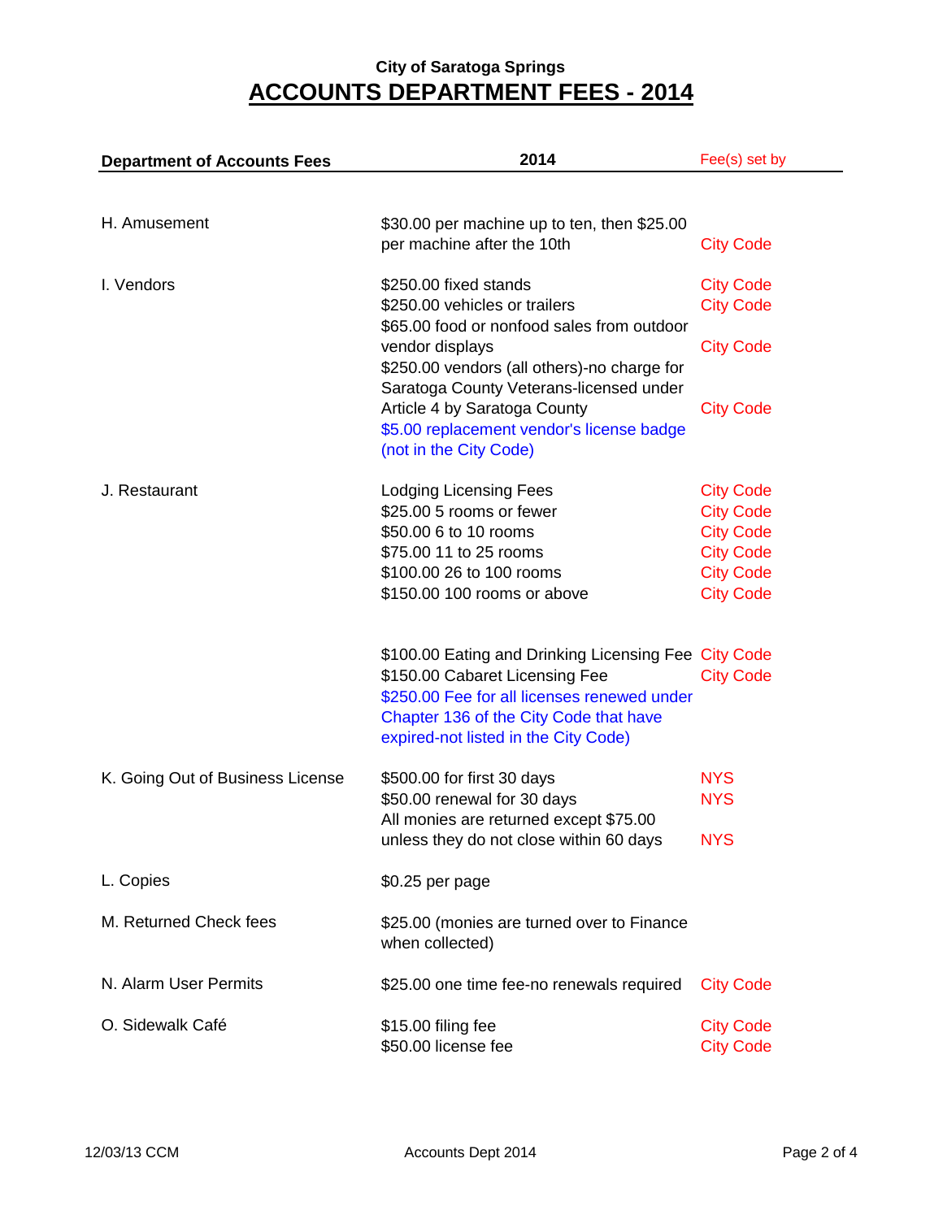**City of Saratoga Springs**

# ACCOUNTS DEPARTMENT FEES - 2014

| Department of Accounts Fees | 2014 | Fee(s) set by |
|---|---|---|
| H. Amusement | $30.00 per machine up to ten, then $25.00 per machine after the 10th | City Code |
| I. Vendors | $250.00 fixed stands | City Code |
| | $250.00 vehicles or trailers | City Code |
| | $65.00 food or nonfood sales from outdoor vendor displays | City Code |
| | $250.00 vendors (all others)-no charge for Saratoga County Veterans-licensed under Article 4 by Saratoga County | City Code |
| | $5.00 replacement vendor's license badge (not in the City Code) | |
| J. Restaurant | Lodging Licensing Fees | City Code |
| | $25.00 5 rooms or fewer | City Code |
| | $50.00 6 to 10 rooms | City Code |
| | $75.00 11 to 25 rooms | City Code |
| | $100.00 26 to 100 rooms | City Code |
| | $150.00 100 rooms or above | City Code |
| | $100.00 Eating and Drinking Licensing Fee | City Code |
| | $150.00 Cabaret Licensing Fee | City Code |
| | $250.00 Fee for all licenses renewed under Chapter 136 of the City Code that have expired-not listed in the City Code) | |
| K. Going Out of Business License | $500.00 for first 30 days | NYS |
| | $50.00 renewal for 30 days | NYS |
| | All monies are returned except $75.00 unless they do not close within 60 days | NYS |
| L. Copies | $0.25 per page | |
| M. Returned Check fees | $25.00 (monies are turned over to Finance when collected) | |
| N. Alarm User Permits | $25.00 one time fee-no renewals required | City Code |
| O. Sidewalk Café | $15.00 filing fee | City Code |
| | $50.00 license fee | City Code |

12/03/13 CCM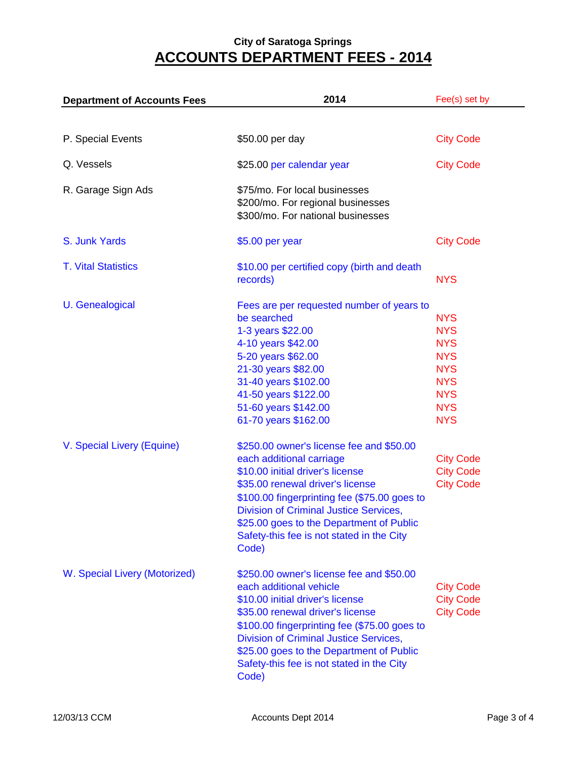City of Saratoga Springs

# ACCOUNTS DEPARTMENT FEES - 2014

| Department of Accounts Fees | 2014 | Fee(s) set by |
|---|---|---|
| P. Special Events | $50.00 per day | City Code |
| Q. Vessels | $25.00 per calendar year | City Code |
| R. Garage Sign Ads | $75/mo. For local businesses<br>$200/mo. For regional businesses<br>$300/mo. For national businesses | |
| S. Junk Yards | $5.00 per year | City Code |
| T. Vital Statistics | $10.00 per certified copy (birth and death records) | NYS |
| U. Genealogical | Fees are per requested number of years to be searched | NYS |
| | 1-3 years $22.00 | NYS |
| | 4-10 years $42.00 | NYS |
| | 5-20 years $62.00 | NYS |
| | 21-30 years $82.00 | NYS |
| | 31-40 years $102.00 | NYS |
| | 41-50 years $122.00 | NYS |
| | 51-60 years $142.00 | NYS |
| | 61-70 years $162.00 | NYS |
| V. Special Livery (Equine) | $250.00 owner's license fee and $50.00 each additional carriage | City Code |
| | $10.00 initial driver's license | City Code |
| | $35.00 renewal driver's license | City Code |
| | $100.00 fingerprinting fee ($75.00 goes to Division of Criminal Justice Services, $25.00 goes to the Department of Public Safety-this fee is not stated in the City Code) | |
| W. Special Livery (Motorized) | $250.00 owner's license fee and $50.00 each additional vehicle | City Code |
| | $10.00 initial driver's license | City Code |
| | $35.00 renewal driver's license | City Code |
| | $100.00 fingerprinting fee ($75.00 goes to Division of Criminal Justice Services, $25.00 goes to the Department of Public Safety-this fee is not stated in the City Code) | |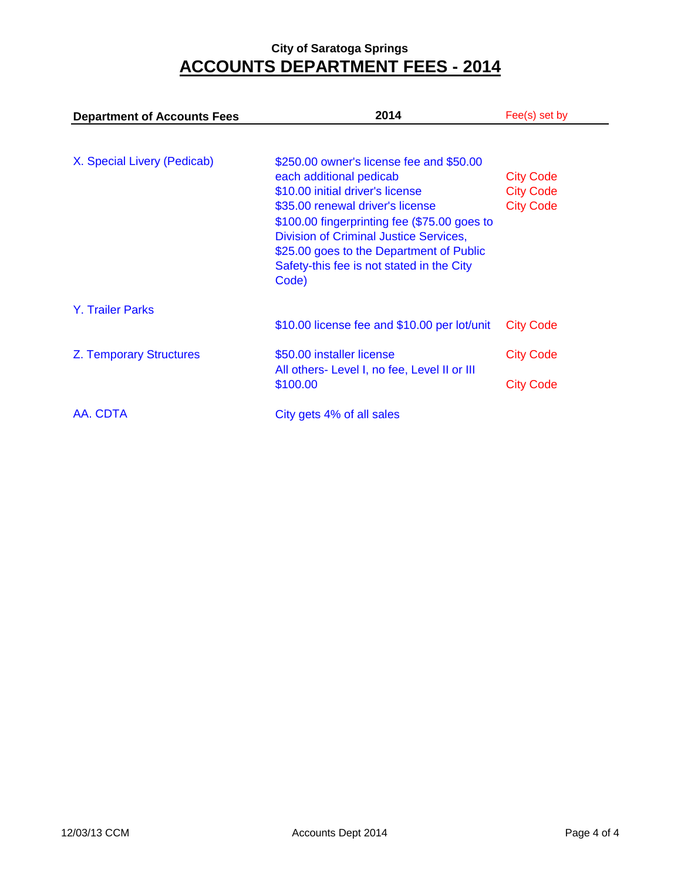City of Saratoga Springs

# ACCOUNTS DEPARTMENT FEES - 2014

| Department of Accounts Fees | 2014 | Fee(s) set by |
|---|---|---|
| X. Special Livery (Pedicab) | $250.00 owner's license fee and $50.00 each additional pedicab | City Code |
| | $10.00 initial driver's license | City Code |
| | $35.00 renewal driver's license | City Code |
| | $100.00 fingerprinting fee ($75.00 goes to Division of Criminal Justice Services, $25.00 goes to the Department of Public Safety-this fee is not stated in the City Code) | |
| Y. Trailer Parks | $10.00 license fee and $10.00 per lot/unit | City Code |
| Z. Temporary Structures | $50.00 installer license | City Code |
| | All others- Level I, no fee, Level II or III $100.00 | City Code |
| AA. CDTA | City gets 4% of all sales | |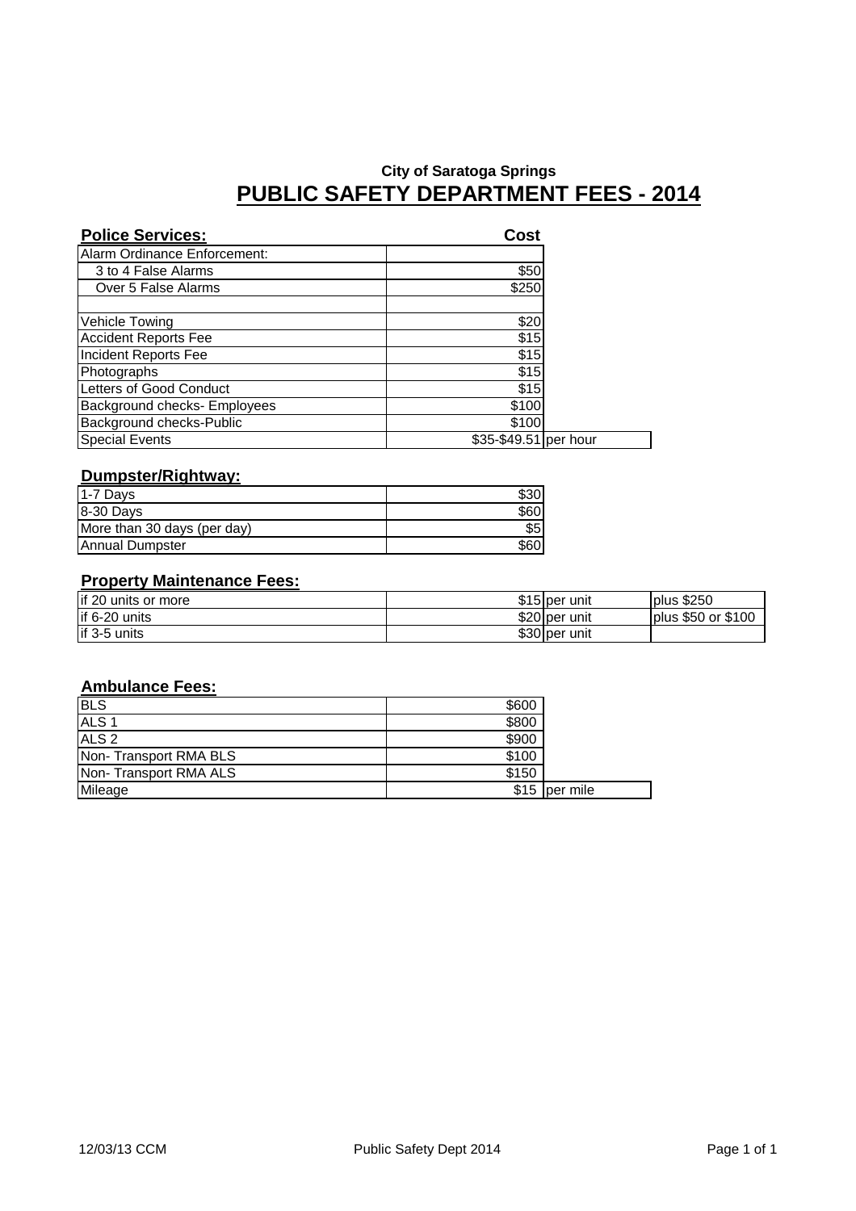**City of Saratoga Springs**

# PUBLIC SAFETY DEPARTMENT FEES - 2014

## Police Services:

| Police Services: | Cost | |
|---|---|---|
| Alarm Ordinance Enforcement: | | |
| 3 to 4 False Alarms | $50 | |
| Over 5 False Alarms | $250 | |
| | | |
| Vehicle Towing | $20 | |
| Accident Reports Fee | $15 | |
| Incident Reports Fee | $15 | |
| Photographs | $15 | |
| Letters of Good Conduct | $15 | |
| Background checks- Employees | $100 | |
| Background checks-Public | $100 | |
| Special Events | $35-$49.51 | per hour |

## Dumpster/Rightway:

| Dumpster/Rightway: | |
|---|---|
| 1-7 Days | $30 |
| 8-30 Days | $60 |
| More than 30 days (per day) | $5 |
| Annual Dumpster | $60 |

## Property Maintenance Fees:

| Property Maintenance Fees: | | | |
|---|---|---|---|
| if 20 units or more | $15 | per unit | plus $250 |
| if 6-20 units | $20 | per unit | plus $50 or $100 |
| if 3-5 units | $30 | per unit | |

## Ambulance Fees:

| Ambulance Fees: | | |
|---|---|---|
| BLS | $600 | |
| ALS 1 | $800 | |
| ALS 2 | $900 | |
| Non- Transport RMA BLS | $100 | |
| Non- Transport RMA ALS | $150 | |
| Mileage | $15 | per mile |

12/03/13 CCM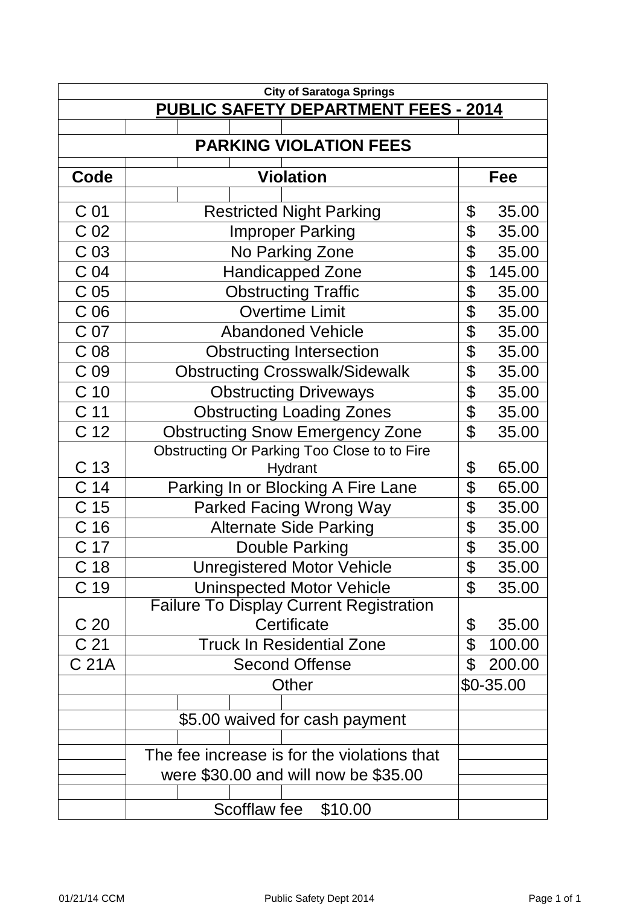**City of Saratoga Springs**

# PUBLIC SAFETY DEPARTMENT FEES - 2014

## PARKING VIOLATION FEES

| Code | Violation | Fee |
|---|---|---|
| C 01 | Restricted Night Parking | $ 35.00 |
| C 02 | Improper Parking | $ 35.00 |
| C 03 | No Parking Zone | $ 35.00 |
| C 04 | Handicapped Zone | $ 145.00 |
| C 05 | Obstructing Traffic | $ 35.00 |
| C 06 | Overtime Limit | $ 35.00 |
| C 07 | Abandoned Vehicle | $ 35.00 |
| C 08 | Obstructing Intersection | $ 35.00 |
| C 09 | Obstructing Crosswalk/Sidewalk | $ 35.00 |
| C 10 | Obstructing Driveways | $ 35.00 |
| C 11 | Obstructing Loading Zones | $ 35.00 |
| C 12 | Obstructing Snow Emergency Zone | $ 35.00 |
| C 13 | Obstructing Or Parking Too Close to to Fire Hydrant | $ 65.00 |
| C 14 | Parking In or Blocking A Fire Lane | $ 65.00 |
| C 15 | Parked Facing Wrong Way | $ 35.00 |
| C 16 | Alternate Side Parking | $ 35.00 |
| C 17 | Double Parking | $ 35.00 |
| C 18 | Unregistered Motor Vehicle | $ 35.00 |
| C 19 | Uninspected Motor Vehicle | $ 35.00 |
| C 20 | Failure To Display Current Registration Certificate | $ 35.00 |
| C 21 | Truck In Residential Zone | $ 100.00 |
| C 21A | Second Offense | $ 200.00 |
| | Other | $0-35.00 |
| | $5.00 waived for cash payment | |
| | The fee increase is for the violations that were $30.00 and will now be $35.00 | |
| | Scofflaw fee $10.00 | |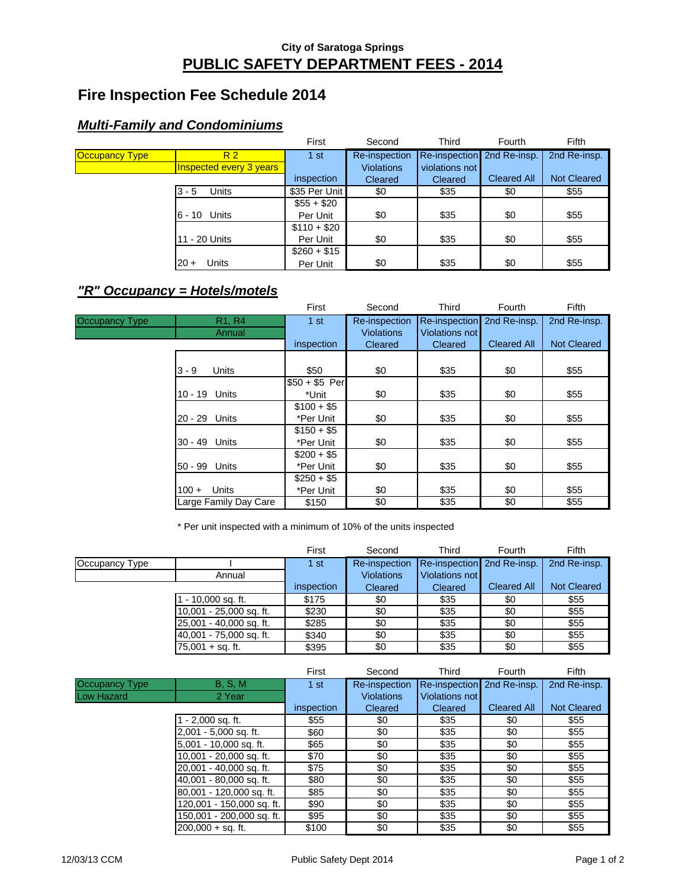City of Saratoga Springs

# PUBLIC SAFETY DEPARTMENT FEES - 2014

## Fire Inspection Fee Schedule 2014

### *Multi-Family and Condominiums*

| | | First | Second | Third | Fourth | Fifth |
|---|---|---|---|---|---|---|
| Occupancy Type | R 2 | 1 st | Re-inspection | Re-inspection | 2nd Re-insp. | 2nd Re-insp. |
| | Inspected every 3 years | | Violations | violations not | | |
| | | inspection | Cleared | Cleared | Cleared All | Not Cleared |
| | 3 - 5 Units | $35 Per Unit | $0 | $35 | $0 | $55 |
| | 6 - 10 Units | $55 + $20 Per Unit | $0 | $35 | $0 | $55 |
| | 11 - 20 Units | $110 + $20 Per Unit | $0 | $35 | $0 | $55 |
| | 20 + Units | $260 + $15 Per Unit | $0 | $35 | $0 | $55 |

### *"R" Occupancy = Hotels/motels*

| | | First | Second | Third | Fourth | Fifth |
|---|---|---|---|---|---|---|
| Occupancy Type | R1, R4 | 1 st | Re-inspection | Re-inspection | 2nd Re-insp. | 2nd Re-insp. |
| | Annual | | Violations | Violations not | | |
| | | inspection | Cleared | Cleared | Cleared All | Not Cleared |
| | 3 - 9 Units | $50 | $0 | $35 | $0 | $55 |
| | 10 - 19 Units | $50 + $5 Per *Unit | $0 | $35 | $0 | $55 |
| | 20 - 29 Units | $100 + $5 *Per Unit | $0 | $35 | $0 | $55 |
| | 30 - 49 Units | $150 + $5 *Per Unit | $0 | $35 | $0 | $55 |
| | 50 - 99 Units | $200 + $5 *Per Unit | $0 | $35 | $0 | $55 |
| | 100 + Units | $250 + $5 *Per Unit | $0 | $35 | $0 | $55 |
| | Large Family Day Care | $150 | $0 | $35 | $0 | $55 |

\* Per unit inspected with a minimum of 10% of the units inspected

| | | First | Second | Third | Fourth | Fifth |
|---|---|---|---|---|---|---|
| Occupancy Type | I | 1 st | Re-inspection | Re-inspection | 2nd Re-insp. | 2nd Re-insp. |
| | Annual | | Violations | Violations not | | |
| | | inspection | Cleared | Cleared | Cleared All | Not Cleared |
| | 1 - 10,000 sq. ft. | $175 | $0 | $35 | $0 | $55 |
| | 10,001 - 25,000 sq. ft. | $230 | $0 | $35 | $0 | $55 |
| | 25,001 - 40,000 sq. ft. | $285 | $0 | $35 | $0 | $55 |
| | 40,001 - 75,000 sq. ft. | $340 | $0 | $35 | $0 | $55 |
| | 75,001 + sq. ft. | $395 | $0 | $35 | $0 | $55 |

| | | First | Second | Third | Fourth | Fifth |
|---|---|---|---|---|---|---|
| Occupancy Type | B, S, M | 1 st | Re-inspection | Re-inspection | 2nd Re-insp. | 2nd Re-insp. |
| Low Hazard | 2 Year | | Violations | Violations not | | |
| | | inspection | Cleared | Cleared | Cleared All | Not Cleared |
| | 1 - 2,000 sq. ft. | $55 | $0 | $35 | $0 | $55 |
| | 2,001 - 5,000 sq. ft. | $60 | $0 | $35 | $0 | $55 |
| | 5,001 - 10,000 sq. ft. | $65 | $0 | $35 | $0 | $55 |
| | 10,001 - 20,000 sq. ft. | $70 | $0 | $35 | $0 | $55 |
| | 20,001 - 40,000 sq. ft. | $75 | $0 | $35 | $0 | $55 |
| | 40,001 - 80,000 sq. ft. | $80 | $0 | $35 | $0 | $55 |
| | 80,001 - 120,000 sq. ft. | $85 | $0 | $35 | $0 | $55 |
| | 120,001 - 150,000 sq. ft. | $90 | $0 | $35 | $0 | $55 |
| | 150,001 - 200,000 sq. ft. | $95 | $0 | $35 | $0 | $55 |
| | 200,000 + sq. ft. | $100 | $0 | $35 | $0 | $55 |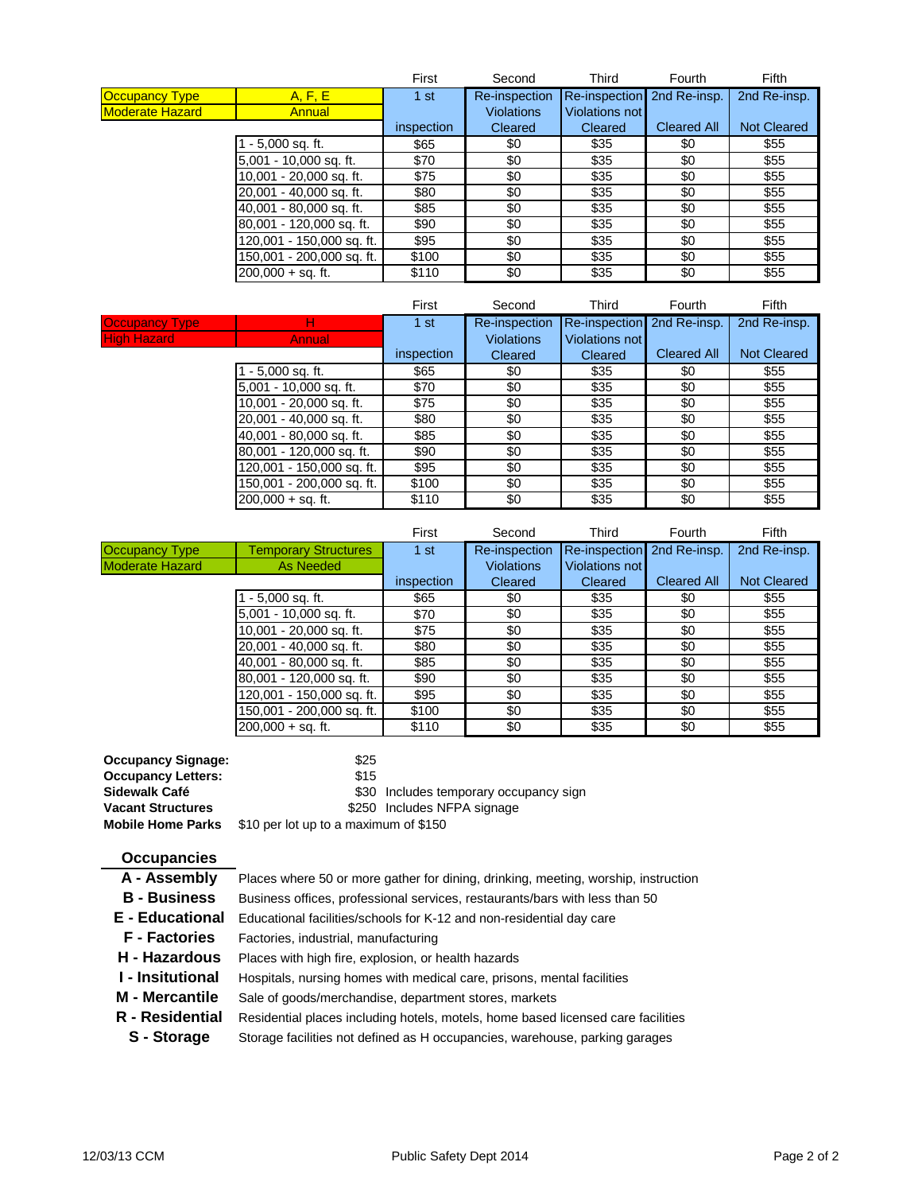| Occupancy Type | A, F, E | First | Second | Third | Fourth | Fifth |
|---|---|---|---|---|---|---|
| Moderate Hazard | Annual | 1 st inspection | Re-inspection Violations Cleared | Re-inspection Violations not Cleared | 2nd Re-insp. Cleared All | 2nd Re-insp. Not Cleared |
| | 1 - 5,000 sq. ft. | $65 | $0 | $35 | $0 | $55 |
| | 5,001 - 10,000 sq. ft. | $70 | $0 | $35 | $0 | $55 |
| | 10,001 - 20,000 sq. ft. | $75 | $0 | $35 | $0 | $55 |
| | 20,001 - 40,000 sq. ft. | $80 | $0 | $35 | $0 | $55 |
| | 40,001 - 80,000 sq. ft. | $85 | $0 | $35 | $0 | $55 |
| | 80,001 - 120,000 sq. ft. | $90 | $0 | $35 | $0 | $55 |
| | 120,001 - 150,000 sq. ft. | $95 | $0 | $35 | $0 | $55 |
| | 150,001 - 200,000 sq. ft. | $100 | $0 | $35 | $0 | $55 |
| | 200,000 + sq. ft. | $110 | $0 | $35 | $0 | $55 |

| Occupancy Type | H | First | Second | Third | Fourth | Fifth |
|---|---|---|---|---|---|---|
| High Hazard | Annual | 1 st inspection | Re-inspection Violations Cleared | Re-inspection Violations not Cleared | 2nd Re-insp. Cleared All | 2nd Re-insp. Not Cleared |
| | 1 - 5,000 sq. ft. | $65 | $0 | $35 | $0 | $55 |
| | 5,001 - 10,000 sq. ft. | $70 | $0 | $35 | $0 | $55 |
| | 10,001 - 20,000 sq. ft. | $75 | $0 | $35 | $0 | $55 |
| | 20,001 - 40,000 sq. ft. | $80 | $0 | $35 | $0 | $55 |
| | 40,001 - 80,000 sq. ft. | $85 | $0 | $35 | $0 | $55 |
| | 80,001 - 120,000 sq. ft. | $90 | $0 | $35 | $0 | $55 |
| | 120,001 - 150,000 sq. ft. | $95 | $0 | $35 | $0 | $55 |
| | 150,001 - 200,000 sq. ft. | $100 | $0 | $35 | $0 | $55 |
| | 200,000 + sq. ft. | $110 | $0 | $35 | $0 | $55 |

| Occupancy Type | Temporary Structures | First | Second | Third | Fourth | Fifth |
|---|---|---|---|---|---|---|
| Moderate Hazard | As Needed | 1 st inspection | Re-inspection Violations Cleared | Re-inspection Violations not Cleared | 2nd Re-insp. Cleared All | 2nd Re-insp. Not Cleared |
| | 1 - 5,000 sq. ft. | $65 | $0 | $35 | $0 | $55 |
| | 5,001 - 10,000 sq. ft. | $70 | $0 | $35 | $0 | $55 |
| | 10,001 - 20,000 sq. ft. | $75 | $0 | $35 | $0 | $55 |
| | 20,001 - 40,000 sq. ft. | $80 | $0 | $35 | $0 | $55 |
| | 40,001 - 80,000 sq. ft. | $85 | $0 | $35 | $0 | $55 |
| | 80,001 - 120,000 sq. ft. | $90 | $0 | $35 | $0 | $55 |
| | 120,001 - 150,000 sq. ft. | $95 | $0 | $35 | $0 | $55 |
| | 150,001 - 200,000 sq. ft. | $100 | $0 | $35 | $0 | $55 |
| | 200,000 + sq. ft. | $110 | $0 | $35 | $0 | $55 |

**Occupancy Signage:** $25
**Occupancy Letters:** $15
**Sidewalk Café** $30 Includes temporary occupancy sign
**Vacant Structures** $250 Includes NFPA signage
**Mobile Home Parks** $10 per lot up to a maximum of $150

## Occupancies

| | |
|---|---|
| **A - Assembly** | Places where 50 or more gather for dining, drinking, meeting, worship, instruction |
| **B - Business** | Business offices, professional services, restaurants/bars with less than 50 |
| **E - Educational** | Educational facilities/schools for K-12 and non-residential day care |
| **F - Factories** | Factories, industrial, manufacturing |
| **H - Hazardous** | Places with high fire, explosion, or health hazards |
| **I - Insitutional** | Hospitals, nursing homes with medical care, prisons, mental facilities |
| **M - Mercantile** | Sale of goods/merchandise, department stores, markets |
| **R - Residential** | Residential places including hotels, motels, home based licensed care facilities |
| **S - Storage** | Storage facilities not defined as H occupancies, warehouse, parking garages |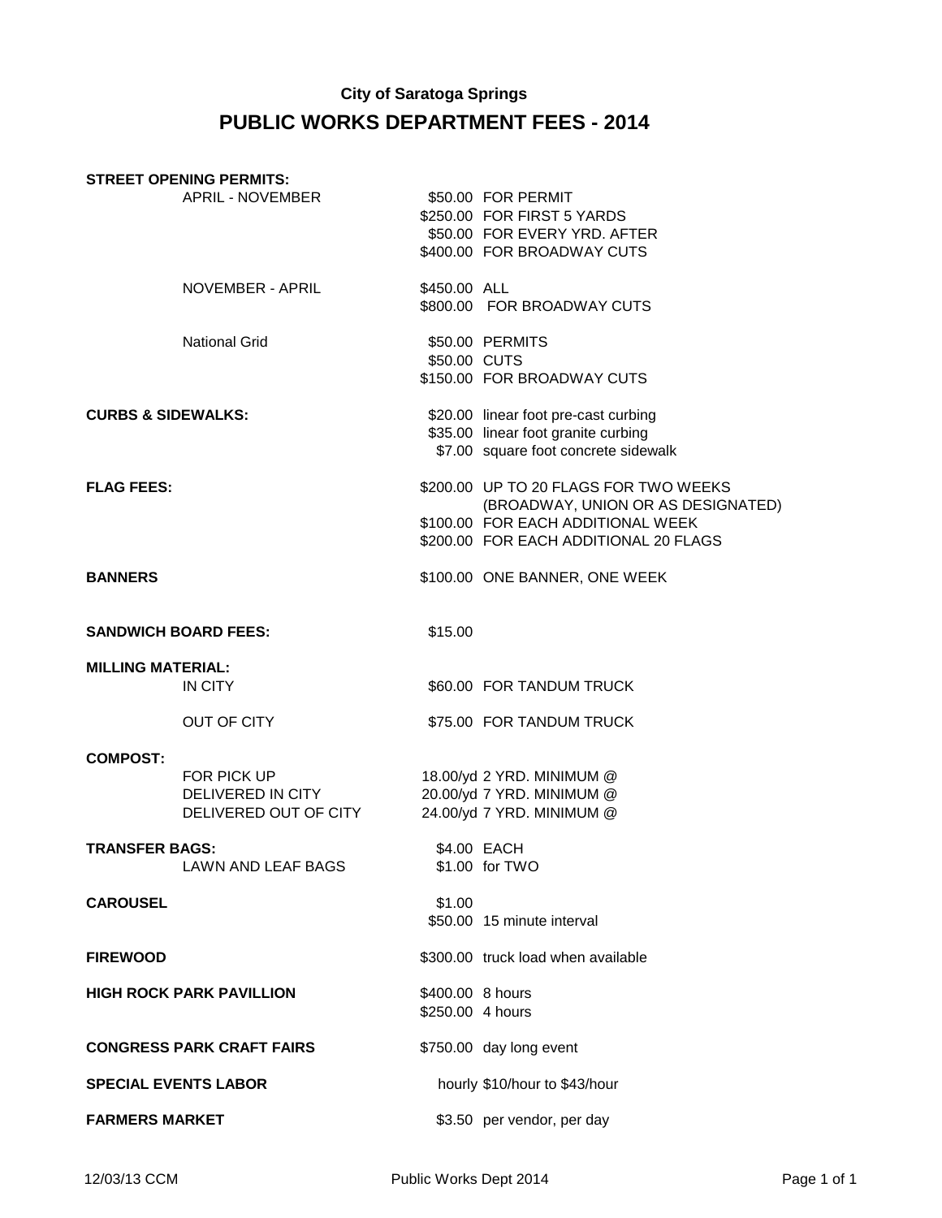**City of Saratoga Springs**

# PUBLIC WORKS DEPARTMENT FEES - 2014

| Category | Item | Fee | Description |
|---|---|---|---|
| **STREET OPENING PERMITS:** | | | |
| | APRIL - NOVEMBER | $50.00 | FOR PERMIT |
| | | $250.00 | FOR FIRST 5 YARDS |
| | | $50.00 | FOR EVERY YRD. AFTER |
| | | $400.00 | FOR BROADWAY CUTS |
| | NOVEMBER - APRIL | $450.00 | ALL |
| | | $800.00 | FOR BROADWAY CUTS |
| | National Grid | $50.00 | PERMITS |
| | | $50.00 | CUTS |
| | | $150.00 | FOR BROADWAY CUTS |
| **CURBS & SIDEWALKS:** | | $20.00 | linear foot pre-cast curbing |
| | | $35.00 | linear foot granite curbing |
| | | $7.00 | square foot concrete sidewalk |
| **FLAG FEES:** | | $200.00 | UP TO 20 FLAGS FOR TWO WEEKS (BROADWAY, UNION OR AS DESIGNATED) |
| | | $100.00 | FOR EACH ADDITIONAL WEEK |
| | | $200.00 | FOR EACH ADDITIONAL 20 FLAGS |
| **BANNERS** | | $100.00 | ONE BANNER, ONE WEEK |
| **SANDWICH BOARD FEES:** | | $15.00 | |
| **MILLING MATERIAL:** | | | |
| | IN CITY | $60.00 | FOR TANDUM TRUCK |
| | OUT OF CITY | $75.00 | FOR TANDUM TRUCK |
| **COMPOST:** | | | |
| | FOR PICK UP | 18.00/yd | 2 YRD. MINIMUM @ |
| | DELIVERED IN CITY | 20.00/yd | 7 YRD. MINIMUM @ |
| | DELIVERED OUT OF CITY | 24.00/yd | 7 YRD. MINIMUM @ |
| **TRANSFER BAGS:** | | $4.00 | EACH |
| | LAWN AND LEAF BAGS | $1.00 | for TWO |
| **CAROUSEL** | | $1.00 | |
| | | $50.00 | 15 minute interval |
| **FIREWOOD** | | $300.00 | truck load when available |
| **HIGH ROCK PARK PAVILLION** | | $400.00 | 8 hours |
| | | $250.00 | 4 hours |
| **CONGRESS PARK CRAFT FAIRS** | | $750.00 | day long event |
| **SPECIAL EVENTS LABOR** | | hourly | $10/hour to $43/hour |
| **FARMERS MARKET** | | $3.50 | per vendor, per day |

12/03/13 CCM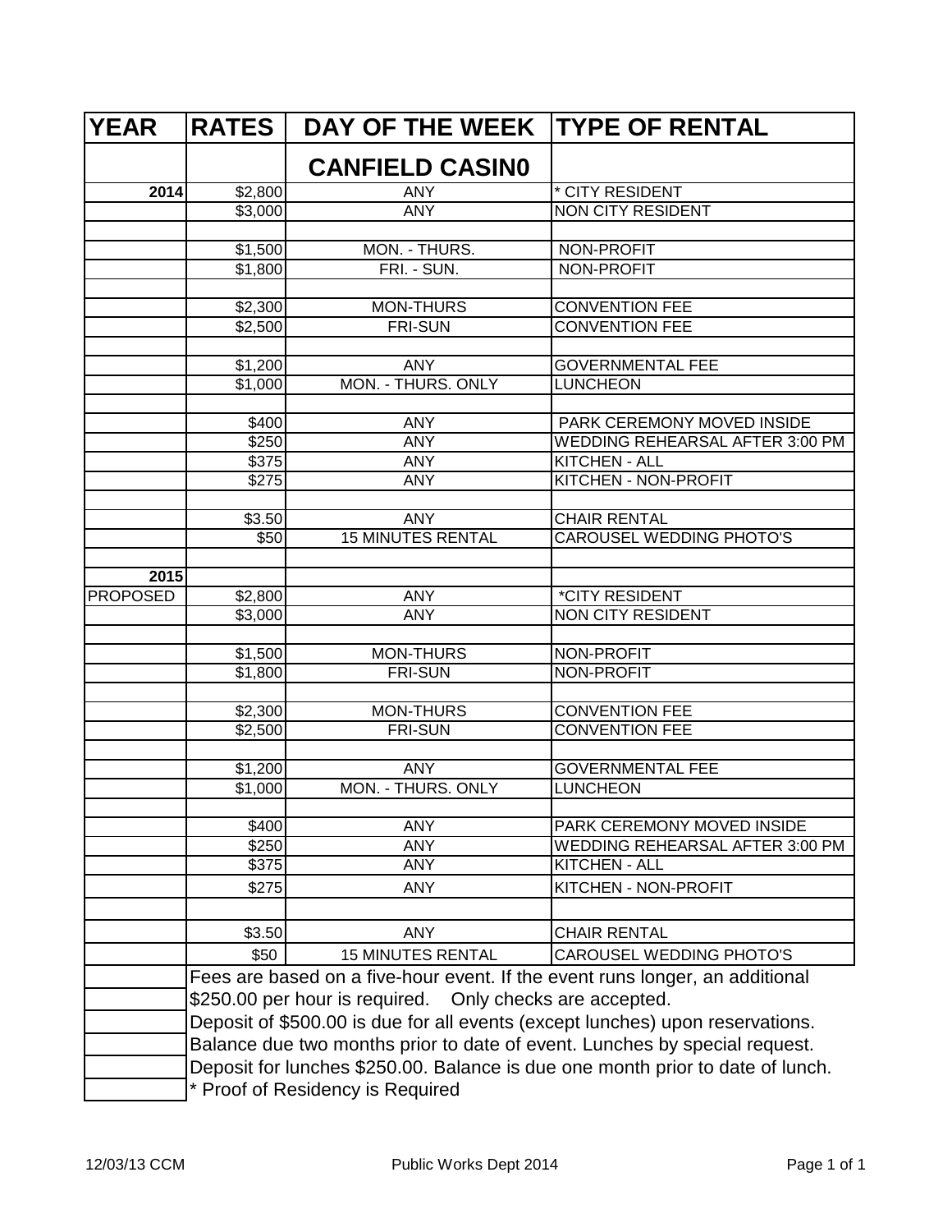| YEAR | RATES | DAY OF THE WEEK | TYPE OF RENTAL |
|---|---|---|---|
| | | **CANFIELD CASIN0** | |
| **2014** | $2,800 | ANY | * CITY RESIDENT |
| | $3,000 | ANY | NON CITY RESIDENT |
| | | | |
| | $1,500 | MON. - THURS. | NON-PROFIT |
| | $1,800 | FRI. - SUN. | NON-PROFIT |
| | | | |
| | $2,300 | MON-THURS | CONVENTION FEE |
| | $2,500 | FRI-SUN | CONVENTION FEE |
| | | | |
| | $1,200 | ANY | GOVERNMENTAL FEE |
| | $1,000 | MON. - THURS. ONLY | LUNCHEON |
| | | | |
| | $400 | ANY | PARK CEREMONY MOVED INSIDE |
| | $250 | ANY | WEDDING REHEARSAL AFTER 3:00 PM |
| | $375 | ANY | KITCHEN - ALL |
| | $275 | ANY | KITCHEN - NON-PROFIT |
| | | | |
| | $3.50 | ANY | CHAIR RENTAL |
| | $50 | 15 MINUTES RENTAL | CAROUSEL WEDDING PHOTO'S |
| | | | |
| **2015** | | | |
| PROPOSED | $2,800 | ANY | *CITY RESIDENT |
| | $3,000 | ANY | NON CITY RESIDENT |
| | | | |
| | $1,500 | MON-THURS | NON-PROFIT |
| | $1,800 | FRI-SUN | NON-PROFIT |
| | | | |
| | $2,300 | MON-THURS | CONVENTION FEE |
| | $2,500 | FRI-SUN | CONVENTION FEE |
| | | | |
| | $1,200 | ANY | GOVERNMENTAL FEE |
| | $1,000 | MON. - THURS. ONLY | LUNCHEON |
| | | | |
| | $400 | ANY | PARK CEREMONY MOVED INSIDE |
| | $250 | ANY | WEDDING REHEARSAL AFTER 3:00 PM |
| | $375 | ANY | KITCHEN - ALL |
| | $275 | ANY | KITCHEN - NON-PROFIT |
| | | | |
| | $3.50 | ANY | CHAIR RENTAL |
| | $50 | 15 MINUTES RENTAL | CAROUSEL WEDDING PHOTO'S |

Fees are based on a five-hour event. If the event runs longer, an additional $250.00 per hour is required. Only checks are accepted.

Deposit of $500.00 is due for all events (except lunches) upon reservations. Balance due two months prior to date of event. Lunches by special request. Deposit for lunches $250.00. Balance is due one month prior to date of lunch.

* Proof of Residency is Required

12/03/13 CCM — Public Works Dept 2014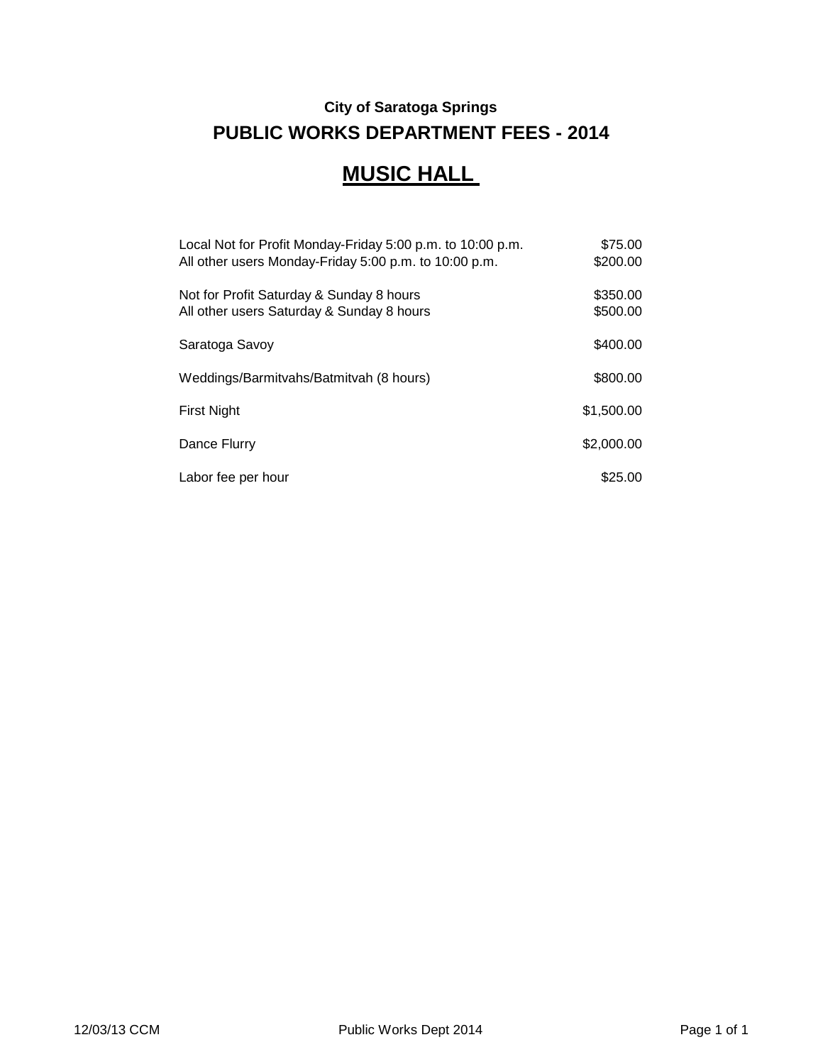**City of Saratoga Springs**

## PUBLIC WORKS DEPARTMENT FEES - 2014

# MUSIC HALL

| | |
|---|---:|
| Local Not for Profit Monday-Friday 5:00 p.m. to 10:00 p.m. | $75.00 |
| All other users Monday-Friday 5:00 p.m. to 10:00 p.m. | $200.00 |
| Not for Profit Saturday & Sunday 8 hours | $350.00 |
| All other users Saturday & Sunday 8 hours | $500.00 |
| Saratoga Savoy | $400.00 |
| Weddings/Barmitvahs/Batmitvah (8 hours) | $800.00 |
| First Night | $1,500.00 |
| Dance Flurry | $2,000.00 |
| Labor fee per hour | $25.00 |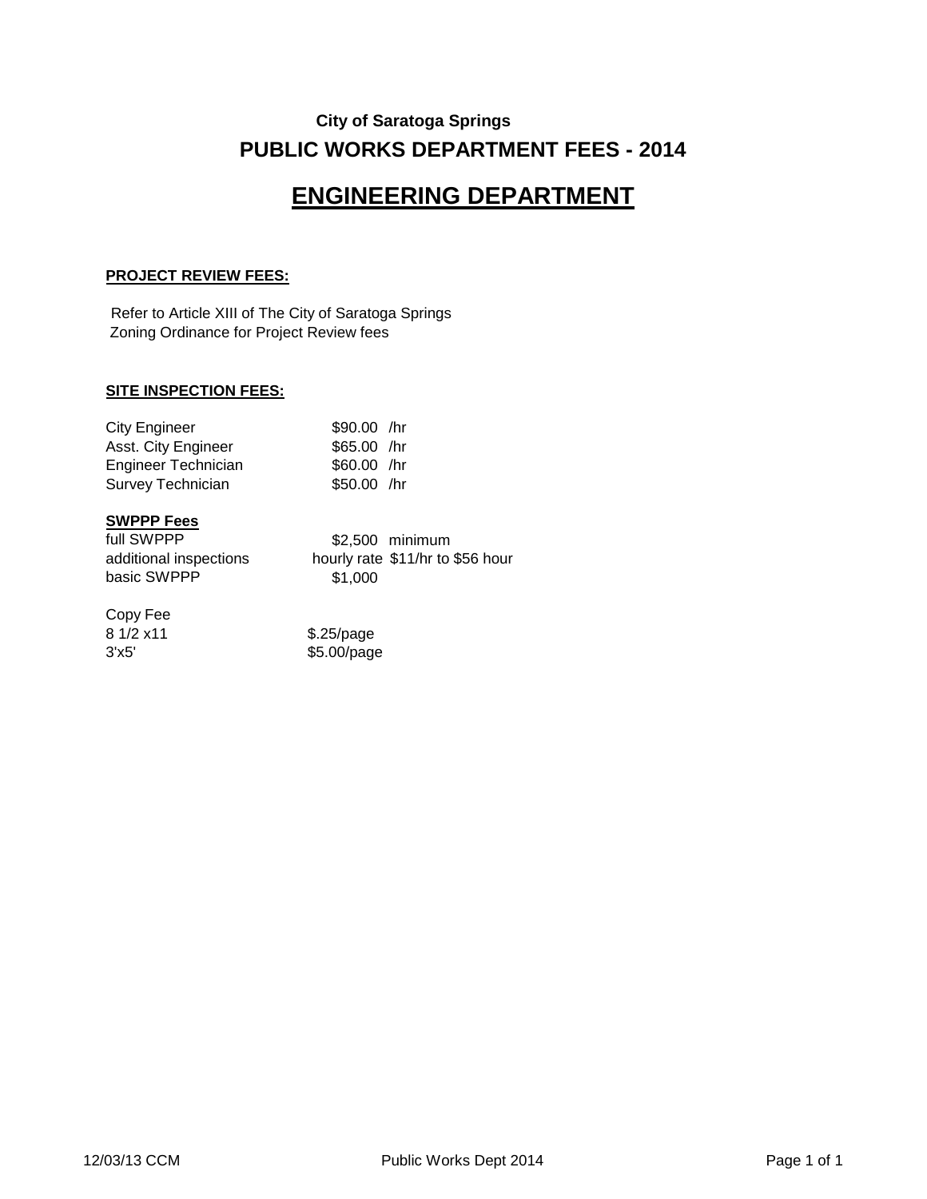**City of Saratoga Springs**

# PUBLIC WORKS DEPARTMENT FEES - 2014

# ENGINEERING DEPARTMENT

**PROJECT REVIEW FEES:**

Refer to Article XIII of The City of Saratoga Springs Zoning Ordinance for Project Review fees

**SITE INSPECTION FEES:**

| | | |
|---|---|---|
| City Engineer | $90.00 | /hr |
| Asst. City Engineer | $65.00 | /hr |
| Engineer Technician | $60.00 | /hr |
| Survey Technician | $50.00 | /hr |

**SWPPP Fees**

| | | |
|---|---|---|
| full SWPPP | $2,500 | minimum |
| additional inspections | hourly rate | $11/hr to $56 hour |
| basic SWPPP | $1,000 | |

Copy Fee

| | |
|---|---|
| 8 1/2 x11 | $.25/page |
| 3'x5' | $5.00/page |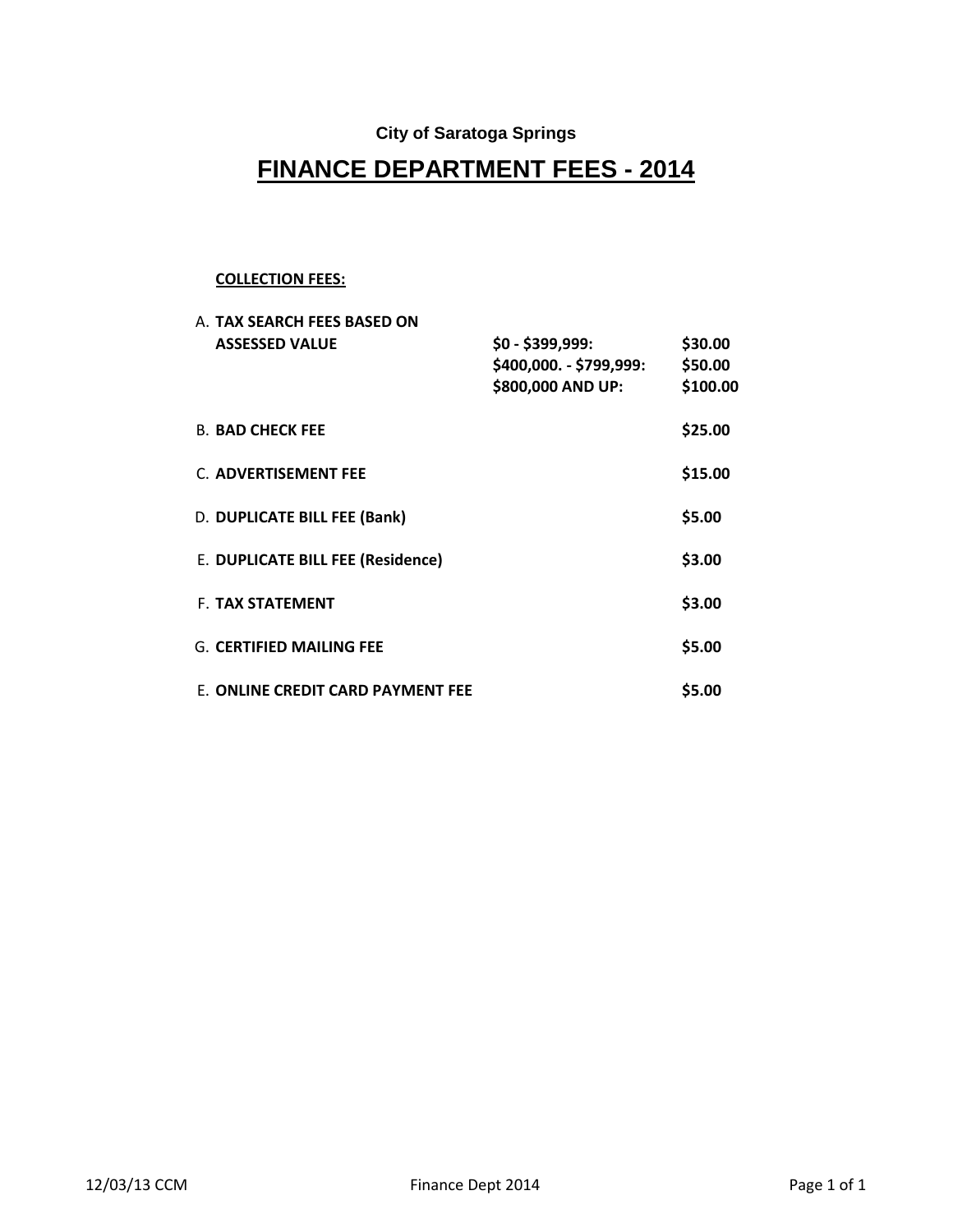City of Saratoga Springs

# FINANCE DEPARTMENT FEES - 2014

**COLLECTION FEES:**

| | | |
|---|---|---|
| A. **TAX SEARCH FEES BASED ON ASSESSED VALUE** | **$0 - $399,999:** | **$30.00** |
| | **$400,000. - $799,999:** | **$50.00** |
| | **$800,000 AND UP:** | **$100.00** |
| B. **BAD CHECK FEE** | | **$25.00** |
| C. **ADVERTISEMENT FEE** | | **$15.00** |
| D. **DUPLICATE BILL FEE (Bank)** | | **$5.00** |
| E. **DUPLICATE BILL FEE (Residence)** | | **$3.00** |
| F. **TAX STATEMENT** | | **$3.00** |
| G. **CERTIFIED MAILING FEE** | | **$5.00** |
| E. **ONLINE CREDIT CARD PAYMENT FEE** | | **$5.00** |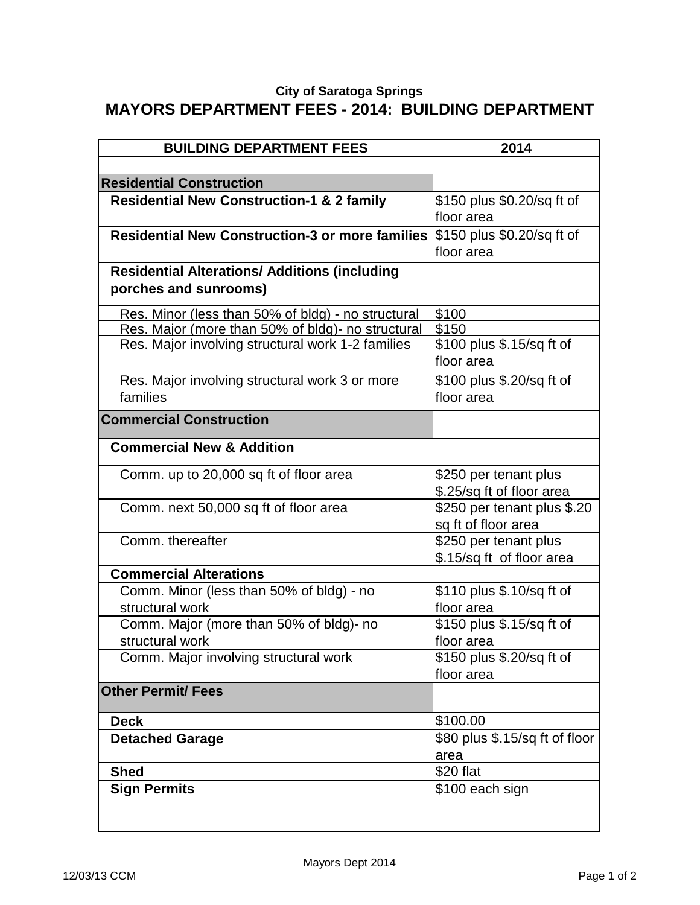**City of Saratoga Springs**

## MAYORS DEPARTMENT FEES - 2014: BUILDING DEPARTMENT

| BUILDING DEPARTMENT FEES | 2014 |
|---|---|
| | |
| **Residential Construction** | |
| **Residential New Construction-1 & 2 family** | $150 plus $0.20/sq ft of floor area |
| **Residential New Construction-3 or more families** | $150 plus $0.20/sq ft of floor area |
| **Residential Alterations/ Additions (including porches and sunrooms)** | |
| Res. Minor (less than 50% of bldg) - no structural | $100 |
| Res. Major (more than 50% of bldg)- no structural | $150 |
| Res. Major involving structural work 1-2 families | $100 plus $.15/sq ft of floor area |
| Res. Major involving structural work 3 or more families | $100 plus $.20/sq ft of floor area |
| **Commercial Construction** | |
| **Commercial New & Addition** | |
| Comm. up to 20,000 sq ft of floor area | $250 per tenant plus $.25/sq ft of floor area |
| Comm. next 50,000 sq ft of floor area | $250 per tenant plus $.20 sq ft of floor area |
| Comm. thereafter | $250 per tenant plus $.15/sq ft of floor area |
| **Commercial Alterations** | |
| Comm. Minor (less than 50% of bldg) - no structural work | $110 plus $.10/sq ft of floor area |
| Comm. Major (more than 50% of bldg)- no structural work | $150 plus $.15/sq ft of floor area |
| Comm. Major involving structural work | $150 plus $.20/sq ft of floor area |
| **Other Permit/ Fees** | |
| **Deck** | $100.00 |
| **Detached Garage** | $80 plus $.15/sq ft of floor area |
| **Shed** | $20 flat |
| **Sign Permits** | $100 each sign |

Mayors Dept 2014

12/03/13 CCM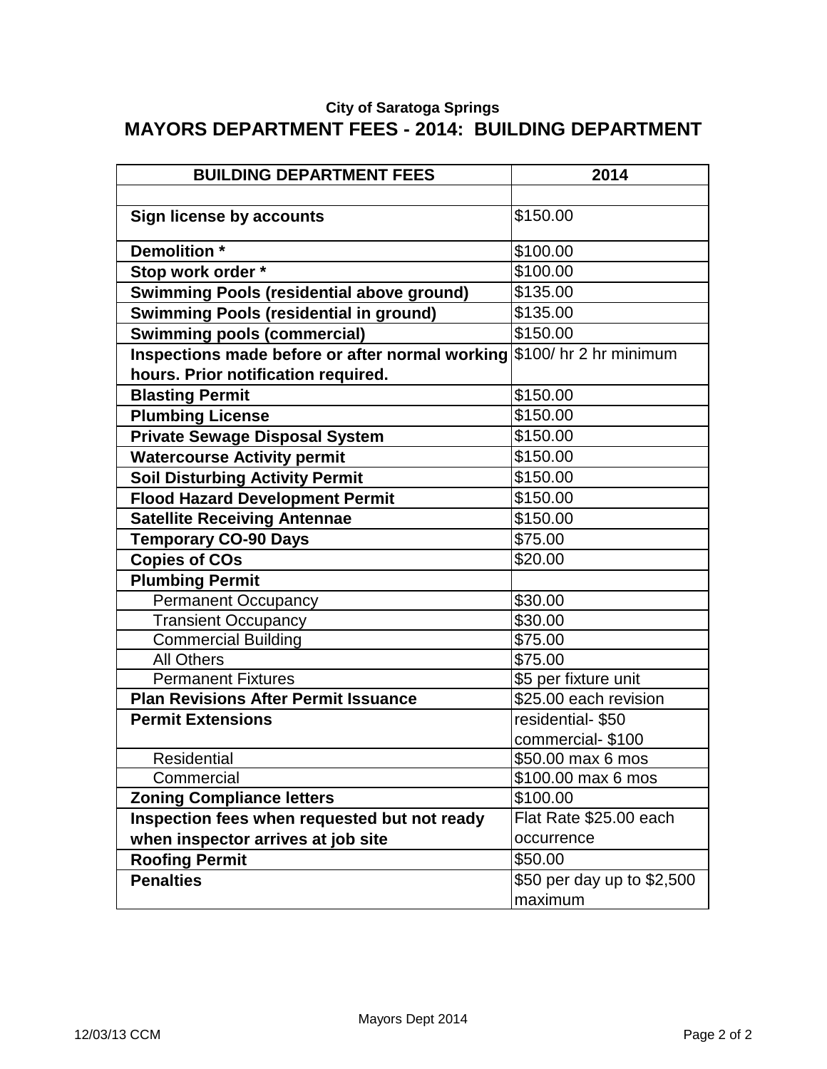City of Saratoga Springs

# MAYORS DEPARTMENT FEES - 2014: BUILDING DEPARTMENT

| BUILDING DEPARTMENT FEES | 2014 |
|---|---|
| | |
| **Sign license by accounts** | $150.00 |
| **Demolition *** | $100.00 |
| **Stop work order *** | $100.00 |
| **Swimming Pools (residential above ground)** | $135.00 |
| **Swimming Pools (residential in ground)** | $135.00 |
| **Swimming pools (commercial)** | $150.00 |
| **Inspections made before or after normal working hours. Prior notification required.** | $100/ hr 2 hr minimum |
| **Blasting Permit** | $150.00 |
| **Plumbing License** | $150.00 |
| **Private Sewage Disposal System** | $150.00 |
| **Watercourse Activity permit** | $150.00 |
| **Soil Disturbing Activity Permit** | $150.00 |
| **Flood Hazard Development Permit** | $150.00 |
| **Satellite Receiving Antennae** | $150.00 |
| **Temporary CO-90 Days** | $75.00 |
| **Copies of COs** | $20.00 |
| **Plumbing Permit** | |
| Permanent Occupancy | $30.00 |
| Transient Occupancy | $30.00 |
| Commercial Building | $75.00 |
| All Others | $75.00 |
| Permanent Fixtures | $5 per fixture unit |
| **Plan Revisions After Permit Issuance** | $25.00 each revision |
| **Permit Extensions** | residential- $50 commercial- $100 |
| Residential | $50.00 max 6 mos |
| Commercial | $100.00 max 6 mos |
| **Zoning Compliance letters** | $100.00 |
| **Inspection fees when requested but not ready when inspector arrives at job site** | Flat Rate $25.00 each occurrence |
| **Roofing Permit** | $50.00 |
| **Penalties** | $50 per day up to $2,500 maximum |

Mayors Dept 2014

12/03/13 CCM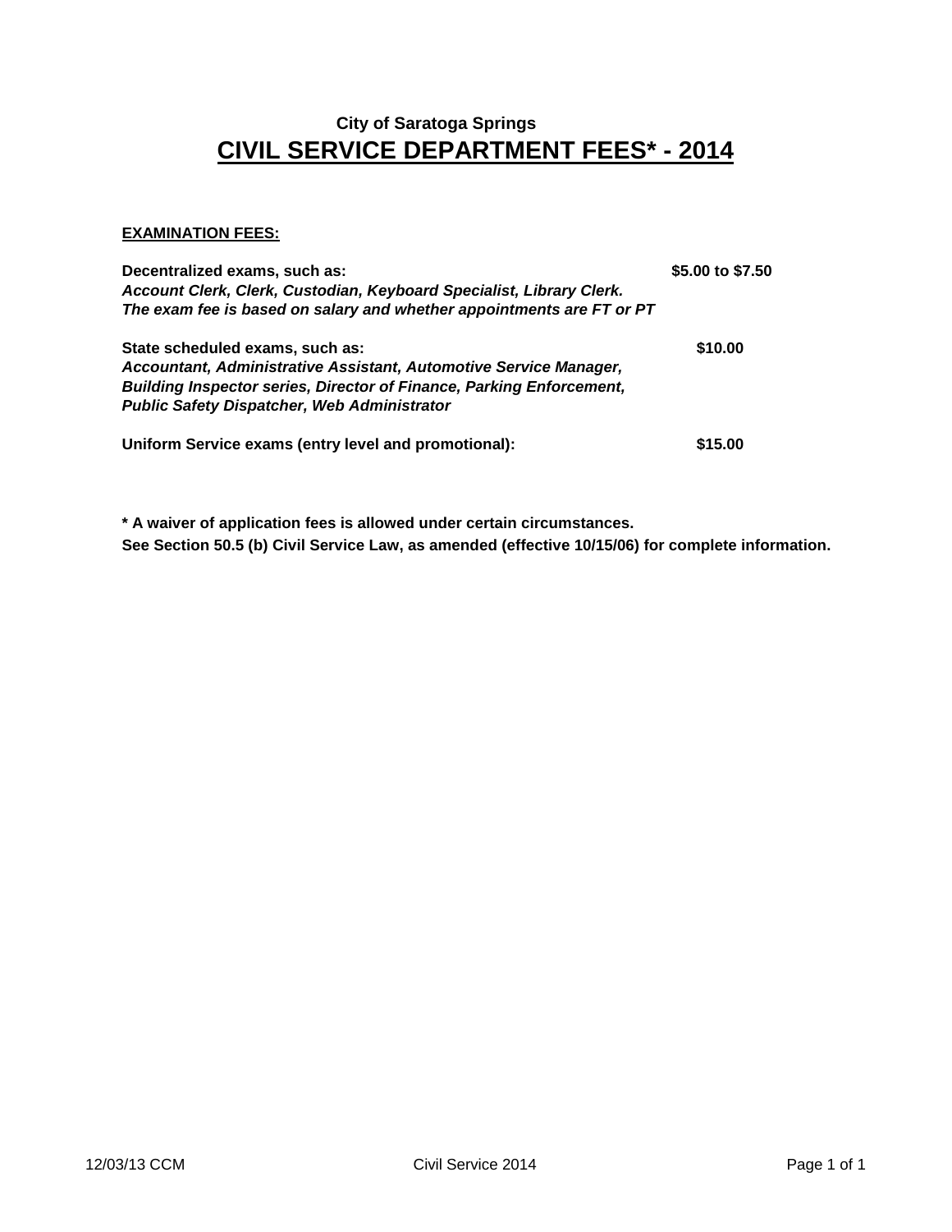### City of Saratoga Springs

## CIVIL SERVICE DEPARTMENT FEES* - 2014

**EXAMINATION FEES:**

| | |
|---|---|
| **Decentralized exams, such as:**<br>***Account Clerk, Clerk, Custodian, Keyboard Specialist, Library Clerk.***<br>***The exam fee is based on salary and whether appointments are FT or PT*** | **$5.00 to $7.50** |
| **State scheduled exams, such as:**<br>***Accountant, Administrative Assistant, Automotive Service Manager, Building Inspector series, Director of Finance, Parking Enforcement, Public Safety Dispatcher, Web Administrator*** | **$10.00** |
| **Uniform Service exams (entry level and promotional):** | **$15.00** |

**\* A waiver of application fees is allowed under certain circumstances.**
**See Section 50.5 (b) Civil Service Law, as amended (effective 10/15/06) for complete information.**

12/03/13 CCM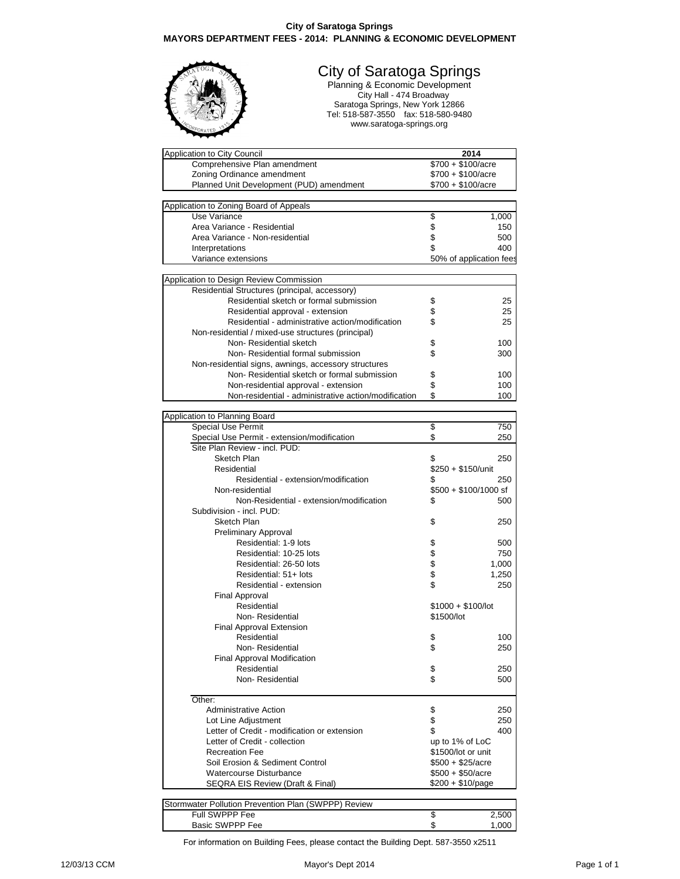**City of Saratoga Springs**
**MAYORS DEPARTMENT FEES - 2014: PLANNING & ECONOMIC DEVELOPMENT**

# City of Saratoga Springs

Planning & Economic Development
City Hall - 474 Broadway
Saratoga Springs, New York 12866
Tel: 518-587-3550 fax: 518-580-9480
www.saratoga-springs.org

| Application to City Council | 2014 |
|---|---|
| Comprehensive Plan amendment | $700 + $100/acre |
| Zoning Ordinance amendment | $700 + $100/acre |
| Planned Unit Development (PUD) amendment | $700 + $100/acre |

| Application to Zoning Board of Appeals | |
|---|---|
| Use Variance | $ 1,000 |
| Area Variance - Residential | $ 150 |
| Area Variance - Non-residential | $ 500 |
| Interpretations | $ 400 |
| Variance extensions | 50% of application fees |

| Application to Design Review Commission | |
|---|---|
| Residential Structures (principal, accessory) | |
| Residential sketch or formal submission | $ 25 |
| Residential approval - extension | $ 25 |
| Residential - administrative action/modification | $ 25 |
| Non-residential / mixed-use structures (principal) | |
| Non- Residential sketch | $ 100 |
| Non- Residential formal submission | $ 300 |
| Non-residential signs, awnings, accessory structures | |
| Non- Residential sketch or formal submission | $ 100 |
| Non-residential approval - extension | $ 100 |
| Non-residential - administrative action/modification | $ 100 |

| Application to Planning Board | |
|---|---|
| Special Use Permit | $ 750 |
| Special Use Permit - extension/modification | $ 250 |
| Site Plan Review - incl. PUD: | |
| Sketch Plan | $ 250 |
| Residential | $250 + $150/unit |
| Residential - extension/modification | $ 250 |
| Non-residential | $500 + $100/1000 sf |
| Non-Residential - extension/modification | $ 500 |
| Subdivision - incl. PUD: | |
| Sketch Plan | $ 250 |
| Preliminary Approval | |
| Residential: 1-9 lots | $ 500 |
| Residential: 10-25 lots | $ 750 |
| Residential: 26-50 lots | $ 1,000 |
| Residential: 51+ lots | $ 1,250 |
| Residential - extension | $ 250 |
| Final Approval | |
| Residential | $1000 + $100/lot |
| Non- Residential | $1500/lot |
| Final Approval Extension | |
| Residential | $ 100 |
| Non- Residential | $ 250 |
| Final Approval Modification | |
| Residential | $ 250 |
| Non- Residential | $ 500 |
| Other: | |
| Administrative Action | $ 250 |
| Lot Line Adjustment | $ 250 |
| Letter of Credit - modification or extension | $ 400 |
| Letter of Credit - collection | up to 1% of LoC |
| Recreation Fee | $1500/lot or unit |
| Soil Erosion & Sediment Control | $500 + $25/acre |
| Watercourse Disturbance | $500 + $50/acre |
| SEQRA EIS Review (Draft & Final) | $200 + $10/page |

| Stormwater Pollution Prevention Plan (SWPPP) Review | |
|---|---|
| Full SWPPP Fee | $ 2,500 |
| Basic SWPPP Fee | $ 1,000 |

For information on Building Fees, please contact the Building Dept. 587-3550 x2511

12/03/13 CCM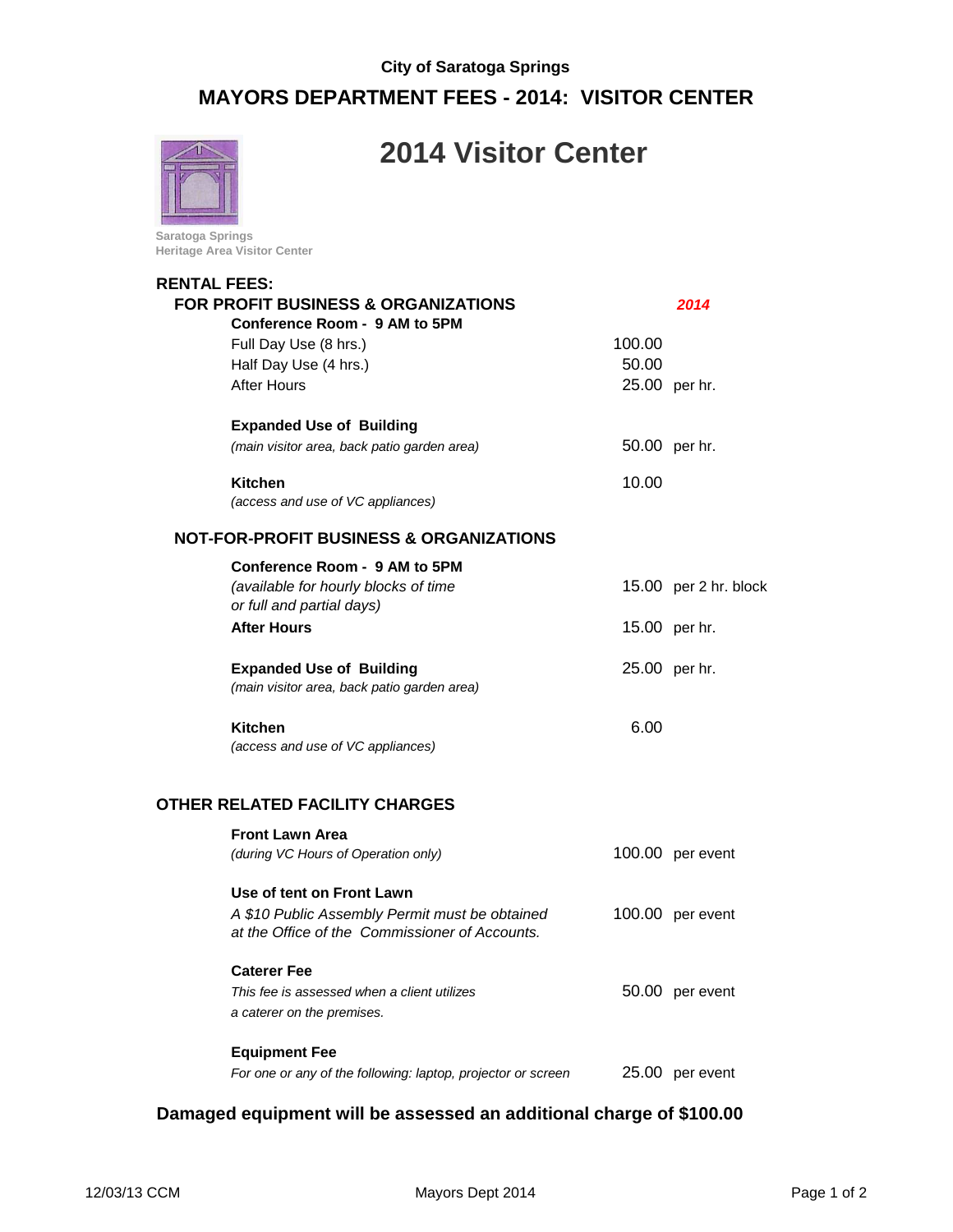City of Saratoga Springs

# MAYORS DEPARTMENT FEES - 2014: VISITOR CENTER

# 2014 Visitor Center

Saratoga Springs
Heritage Area Visitor Center

## RENTAL FEES:

| FOR PROFIT BUSINESS & ORGANIZATIONS | *2014* | |
|---|---|---|
| **Conference Room - 9 AM to 5PM** | | |
| Full Day Use (8 hrs.) | 100.00 | |
| Half Day Use (4 hrs.) | 50.00 | |
| After Hours | 25.00 | per hr. |
| **Expanded Use of Building** *(main visitor area, back patio garden area)* | 50.00 | per hr. |
| **Kitchen** *(access and use of VC appliances)* | 10.00 | |

| NOT-FOR-PROFIT BUSINESS & ORGANIZATIONS | | |
|---|---|---|
| **Conference Room - 9 AM to 5PM** *(available for hourly blocks of time or full and partial days)* | 15.00 | per 2 hr. block |
| **After Hours** | 15.00 | per hr. |
| **Expanded Use of Building** *(main visitor area, back patio garden area)* | 25.00 | per hr. |
| **Kitchen** *(access and use of VC appliances)* | 6.00 | |

## OTHER RELATED FACILITY CHARGES

| | | |
|---|---|---|
| **Front Lawn Area** *(during VC Hours of Operation only)* | 100.00 | per event |
| **Use of tent on Front Lawn** *A $10 Public Assembly Permit must be obtained at the Office of the Commissioner of Accounts.* | 100.00 | per event |
| **Caterer Fee** *This fee is assessed when a client utilizes a caterer on the premises.* | 50.00 | per event |
| **Equipment Fee** *For one or any of the following: laptop, projector or screen* | 25.00 | per event |

**Damaged equipment will be assessed an additional charge of $100.00**

12/03/13 CCM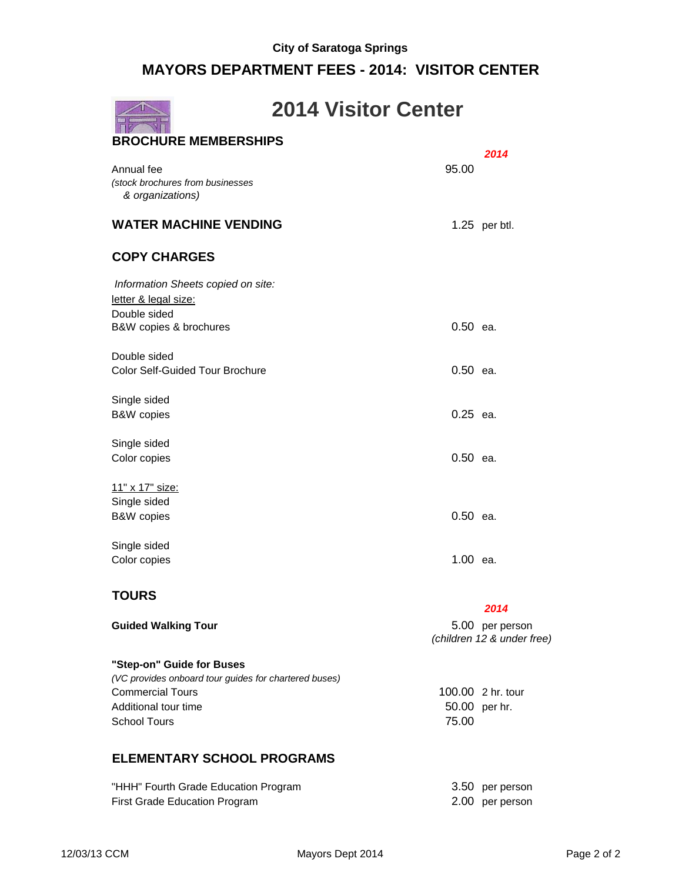**City of Saratoga Springs**

## MAYORS DEPARTMENT FEES - 2014: VISITOR CENTER

# 2014 Visitor Center

### BROCHURE MEMBERSHIPS

| | 2014 |
|---|---|
| Annual fee *(stock brochures from businesses & organizations)* | 95.00 |

### WATER MACHINE VENDING

| | |
|---|---|
| WATER MACHINE VENDING | 1.25 per btl. |

### COPY CHARGES

*Information Sheets copied on site:*

| | |
|---|---|
| <u>letter & legal size:</u> | |
| Double sided B&W copies & brochures | 0.50 ea. |
| Double sided Color Self-Guided Tour Brochure | 0.50 ea. |
| Single sided B&W copies | 0.25 ea. |
| Single sided Color copies | 0.50 ea. |
| <u>11" x 17" size:</u> | |
| Single sided B&W copies | 0.50 ea. |
| Single sided Color copies | 1.00 ea. |

### TOURS

| | 2014 |
|---|---|
| **Guided Walking Tour** | 5.00 per person *(children 12 & under free)* |
| **"Step-on" Guide for Buses** *(VC provides onboard tour guides for chartered buses)* | |
| Commercial Tours | 100.00 2 hr. tour |
| Additional tour time | 50.00 per hr. |
| School Tours | 75.00 |

### ELEMENTARY SCHOOL PROGRAMS

| | |
|---|---|
| "HHH" Fourth Grade Education Program | 3.50 per person |
| First Grade Education Program | 2.00 per person |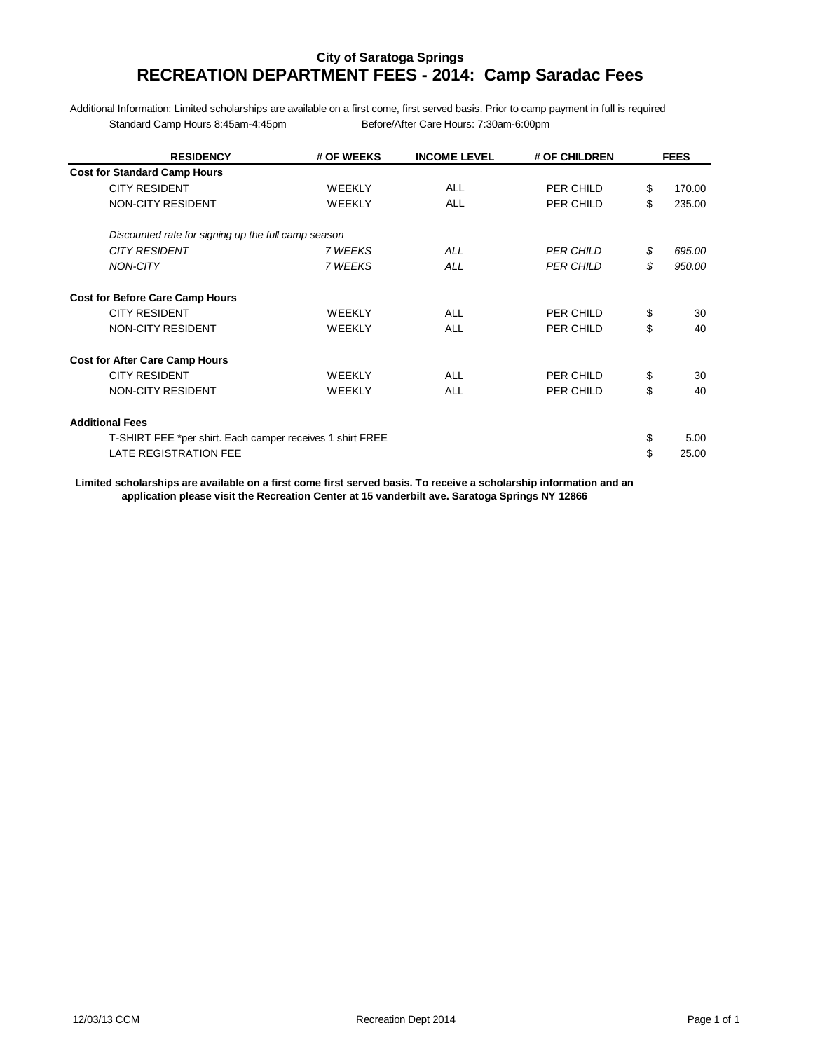## City of Saratoga Springs

# RECREATION DEPARTMENT FEES - 2014: Camp Saradac Fees

Additional Information: Limited scholarships are available on a first come, first served basis. Prior to camp payment in full is required

Standard Camp Hours 8:45am-4:45pm    Before/After Care Hours: 7:30am-6:00pm

| RESIDENCY | # OF WEEKS | INCOME LEVEL | # OF CHILDREN | FEES |
|---|---|---|---|---|
| **Cost for Standard Camp Hours** | | | | |
| CITY RESIDENT | WEEKLY | ALL | PER CHILD | $ 170.00 |
| NON-CITY RESIDENT | WEEKLY | ALL | PER CHILD | $ 235.00 |
| *Discounted rate for signing up the full camp season* | | | | |
| *CITY RESIDENT* | *7 WEEKS* | *ALL* | *PER CHILD* | *$ 695.00* |
| *NON-CITY* | *7 WEEKS* | *ALL* | *PER CHILD* | *$ 950.00* |
| **Cost for Before Care Camp Hours** | | | | |
| CITY RESIDENT | WEEKLY | ALL | PER CHILD | $ 30 |
| NON-CITY RESIDENT | WEEKLY | ALL | PER CHILD | $ 40 |
| **Cost for After Care Camp Hours** | | | | |
| CITY RESIDENT | WEEKLY | ALL | PER CHILD | $ 30 |
| NON-CITY RESIDENT | WEEKLY | ALL | PER CHILD | $ 40 |
| **Additional Fees** | | | | |
| T-SHIRT FEE *per shirt. Each camper receives 1 shirt FREE | | | | $ 5.00 |
| LATE REGISTRATION FEE | | | | $ 25.00 |

**Limited scholarships are available on a first come first served basis. To receive a scholarship information and an application please visit the Recreation Center at 15 vanderbilt ave. Saratoga Springs NY 12866**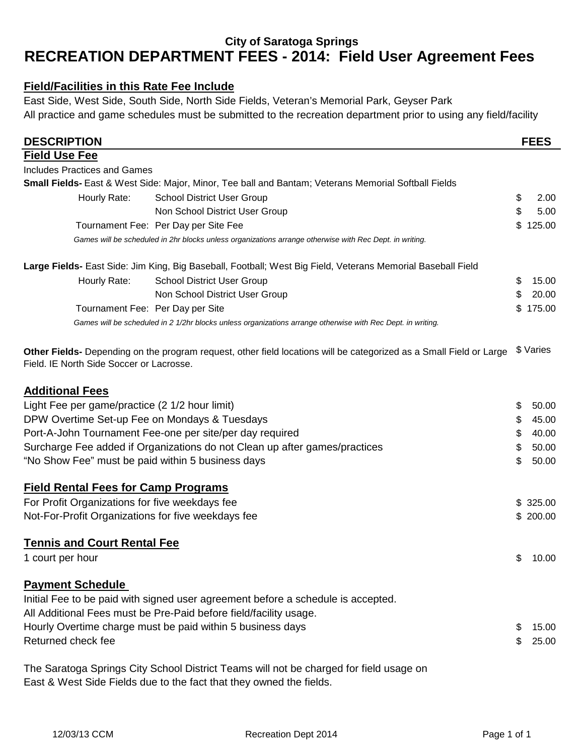### City of Saratoga Springs

# RECREATION DEPARTMENT FEES - 2014: Field User Agreement Fees

## Field/Facilities in this Rate Fee Include

East Side, West Side, South Side, North Side Fields, Veteran's Memorial Park, Geyser Park
All practice and game schedules must be submitted to the recreation department prior to using any field/facility

| DESCRIPTION | | FEES |
|---|---|---|
| **Field Use Fee** | | |
| Includes Practices and Games | | |
| **Small Fields-** East & West Side: Major, Minor, Tee ball and Bantam; Veterans Memorial Softball Fields | | |
| Hourly Rate: | School District User Group | $ 2.00 |
| | Non School District User Group | $ 5.00 |
| Tournament Fee: | Per Day per Site Fee | $ 125.00 |
| *Games will be scheduled in 2hr blocks unless organizations arrange otherwise with Rec Dept. in writing.* | | |
| **Large Fields-** East Side: Jim King, Big Baseball, Football; West Big Field, Veterans Memorial Baseball Field | | |
| Hourly Rate: | School District User Group | $ 15.00 |
| | Non School District User Group | $ 20.00 |
| Tournament Fee: | Per Day per Site | $ 175.00 |
| *Games will be scheduled in 2 1/2hr blocks unless organizations arrange otherwise with Rec Dept. in writing.* | | |
| **Other Fields-** Depending on the program request, other field locations will be categorized as a Small Field or Large Field. IE North Side Soccer or Lacrosse. | | $ Varies |

## Additional Fees

| | |
|---|---|
| Light Fee per game/practice (2 1/2 hour limit) | $ 50.00 |
| DPW Overtime Set-up Fee on Mondays & Tuesdays | $ 45.00 |
| Port-A-John Tournament Fee-one per site/per day required | $ 40.00 |
| Surcharge Fee added if Organizations do not Clean up after games/practices | $ 50.00 |
| "No Show Fee" must be paid within 5 business days | $ 50.00 |

## Field Rental Fees for Camp Programs

| | |
|---|---|
| For Profit Organizations for five weekdays fee | $ 325.00 |
| Not-For-Profit Organizations for five weekdays fee | $ 200.00 |

## Tennis and Court Rental Fee

| | |
|---|---|
| 1 court per hour | $ 10.00 |

## Payment Schedule

Initial Fee to be paid with signed user agreement before a schedule is accepted.
All Additional Fees must be Pre-Paid before field/facility usage.

| | |
|---|---|
| Hourly Overtime charge must be paid within 5 business days | $ 15.00 |
| Returned check fee | $ 25.00 |

The Saratoga Springs City School District Teams will not be charged for field usage on East & West Side Fields due to the fact that they owned the fields.

12/03/13 CCM Recreation Dept 2014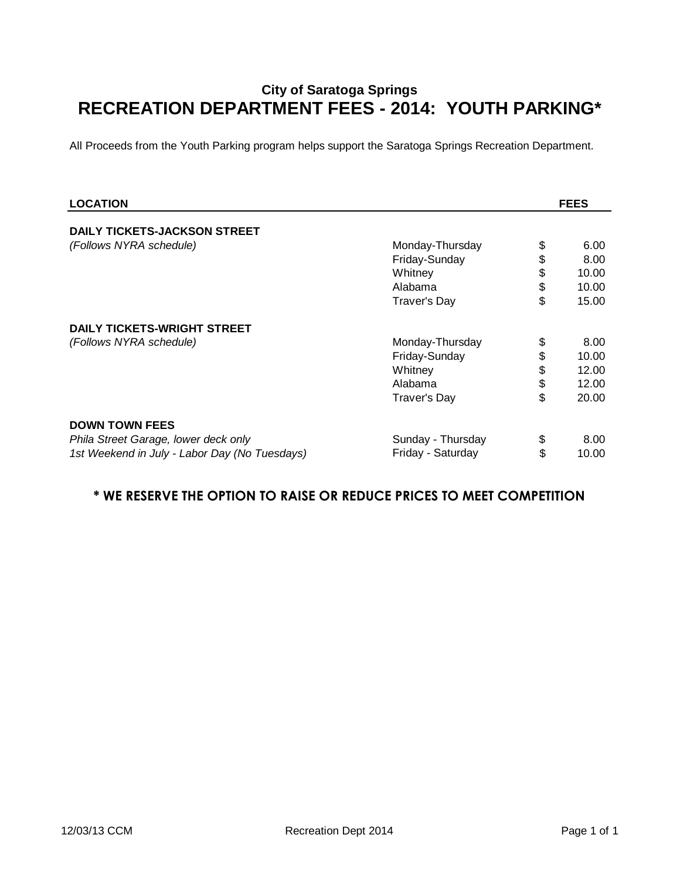**City of Saratoga Springs**

# RECREATION DEPARTMENT FEES - 2014: YOUTH PARKING*

All Proceeds from the Youth Parking program helps support the Saratoga Springs Recreation Department.

| LOCATION | | FEES |
|---|---|---|
| **DAILY TICKETS-JACKSON STREET** | | |
| *(Follows NYRA schedule)* | Monday-Thursday | $ 6.00 |
| | Friday-Sunday | $ 8.00 |
| | Whitney | $ 10.00 |
| | Alabama | $ 10.00 |
| | Traver's Day | $ 15.00 |
| **DAILY TICKETS-WRIGHT STREET** | | |
| *(Follows NYRA schedule)* | Monday-Thursday | $ 8.00 |
| | Friday-Sunday | $ 10.00 |
| | Whitney | $ 12.00 |
| | Alabama | $ 12.00 |
| | Traver's Day | $ 20.00 |
| **DOWN TOWN FEES** | | |
| *Phila Street Garage, lower deck only* | Sunday - Thursday | $ 8.00 |
| *1st Weekend in July - Labor Day (No Tuesdays)* | Friday - Saturday | $ 10.00 |

**\* WE RESERVE THE OPTION TO RAISE OR REDUCE PRICES TO MEET COMPETITION**

12/03/13 CCM Recreation Dept 2014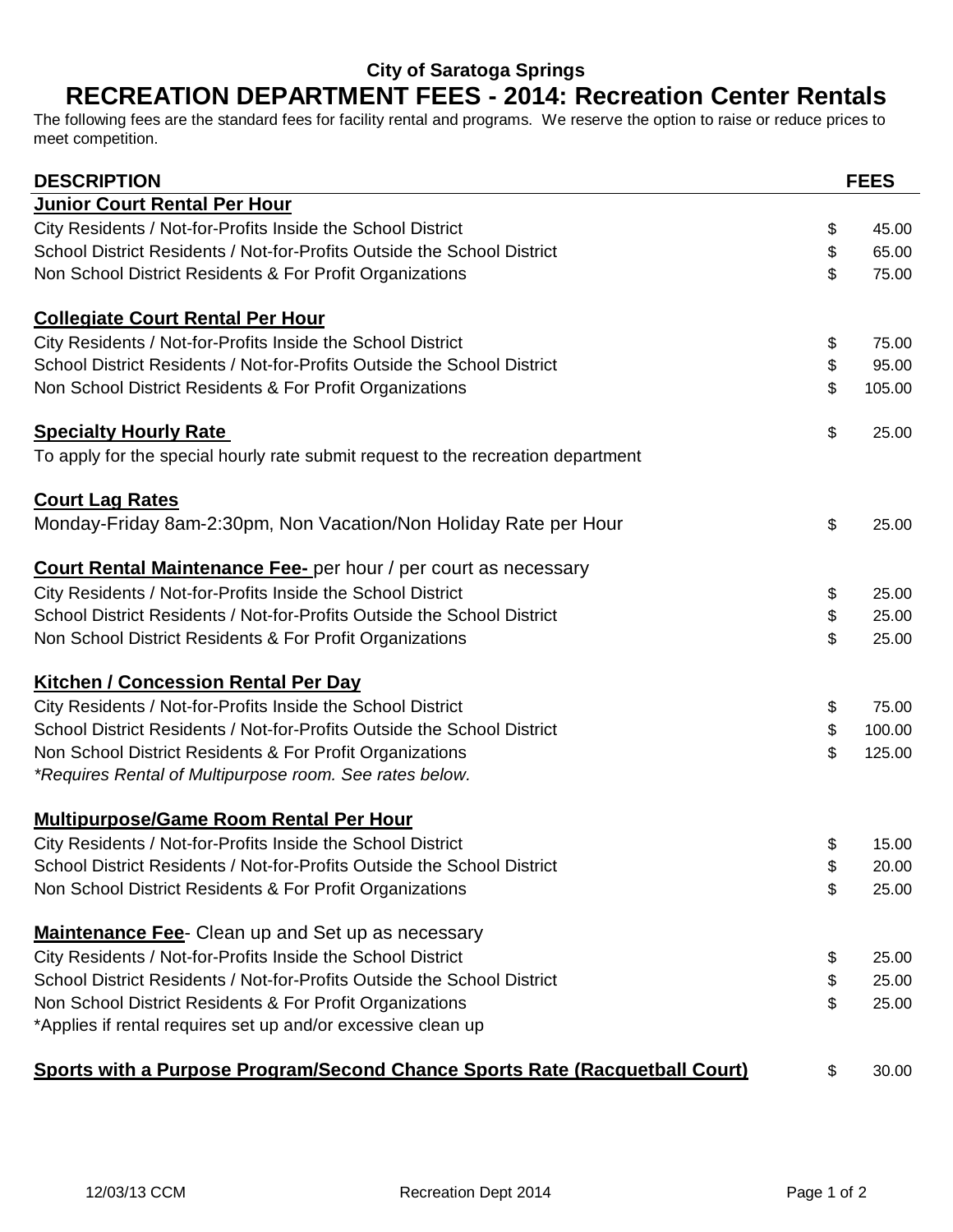**City of Saratoga Springs**

# RECREATION DEPARTMENT FEES - 2014: Recreation Center Rentals

The following fees are the standard fees for facility rental and programs. We reserve the option to raise or reduce prices to meet competition.

| DESCRIPTION | FEES |
|---|---|
| **Junior Court Rental Per Hour** | |
| City Residents / Not-for-Profits Inside the School District | $ 45.00 |
| School District Residents / Not-for-Profits Outside the School District | $ 65.00 |
| Non School District Residents & For Profit Organizations | $ 75.00 |
| **Collegiate Court Rental Per Hour** | |
| City Residents / Not-for-Profits Inside the School District | $ 75.00 |
| School District Residents / Not-for-Profits Outside the School District | $ 95.00 |
| Non School District Residents & For Profit Organizations | $ 105.00 |
| **Specialty Hourly Rate** | $ 25.00 |
| To apply for the special hourly rate submit request to the recreation department | |
| **Court Lag Rates** | |
| Monday-Friday 8am-2:30pm, Non Vacation/Non Holiday Rate per Hour | $ 25.00 |
| **Court Rental Maintenance Fee-** per hour / per court as necessary | |
| City Residents / Not-for-Profits Inside the School District | $ 25.00 |
| School District Residents / Not-for-Profits Outside the School District | $ 25.00 |
| Non School District Residents & For Profit Organizations | $ 25.00 |
| **Kitchen / Concession Rental Per Day** | |
| City Residents / Not-for-Profits Inside the School District | $ 75.00 |
| School District Residents / Not-for-Profits Outside the School District | $ 100.00 |
| Non School District Residents & For Profit Organizations | $ 125.00 |
| *\*Requires Rental of Multipurpose room. See rates below.* | |
| **Multipurpose/Game Room Rental Per Hour** | |
| City Residents / Not-for-Profits Inside the School District | $ 15.00 |
| School District Residents / Not-for-Profits Outside the School District | $ 20.00 |
| Non School District Residents & For Profit Organizations | $ 25.00 |
| **Maintenance Fee**- Clean up and Set up as necessary | |
| City Residents / Not-for-Profits Inside the School District | $ 25.00 |
| School District Residents / Not-for-Profits Outside the School District | $ 25.00 |
| Non School District Residents & For Profit Organizations | $ 25.00 |
| *Applies if rental requires set up and/or excessive clean up | |
| **Sports with a Purpose Program/Second Chance Sports Rate (Racquetball Court)** | $ 30.00 |

12/03/13 CCM Recreation Dept 2014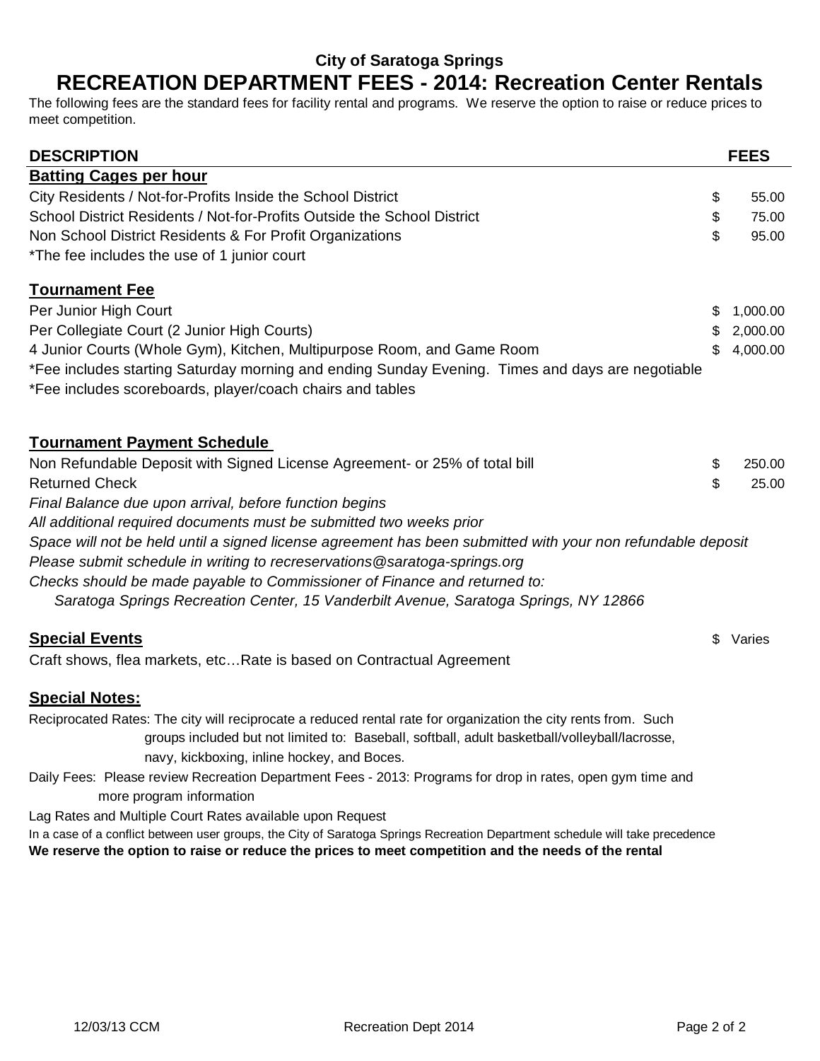**City of Saratoga Springs**

# RECREATION DEPARTMENT FEES - 2014: Recreation Center Rentals

The following fees are the standard fees for facility rental and programs. We reserve the option to raise or reduce prices to meet competition.

| DESCRIPTION | FEES |
|---|---|
| **Batting Cages per hour** | |
| City Residents / Not-for-Profits Inside the School District | $ 55.00 |
| School District Residents / Not-for-Profits Outside the School District | $ 75.00 |
| Non School District Residents & For Profit Organizations | $ 95.00 |
| *The fee includes the use of 1 junior court | |
| **Tournament Fee** | |
| Per Junior High Court | $ 1,000.00 |
| Per Collegiate Court (2 Junior High Courts) | $ 2,000.00 |
| 4 Junior Courts (Whole Gym), Kitchen, Multipurpose Room, and Game Room | $ 4,000.00 |
| *Fee includes starting Saturday morning and ending Sunday Evening. Times and days are negotiable | |
| *Fee includes scoreboards, player/coach chairs and tables | |
| **Tournament Payment Schedule** | |
| Non Refundable Deposit with Signed License Agreement- or 25% of total bill | $ 250.00 |
| Returned Check | $ 25.00 |

*Final Balance due upon arrival, before function begins*

*All additional required documents must be submitted two weeks prior*

*Space will not be held until a signed license agreement has been submitted with your non refundable deposit*

*Please submit schedule in writing to recreservations@saratoga-springs.org*

*Checks should be made payable to Commissioner of Finance and returned to:*

*Saratoga Springs Recreation Center, 15 Vanderbilt Avenue, Saratoga Springs, NY 12866*

**Special Events** — $ Varies

Craft shows, flea markets, etc…Rate is based on Contractual Agreement

**Special Notes:**

Reciprocated Rates: The city will reciprocate a reduced rental rate for organization the city rents from. Such groups included but not limited to: Baseball, softball, adult basketball/volleyball/lacrosse, navy, kickboxing, inline hockey, and Boces.

Daily Fees: Please review Recreation Department Fees - 2013: Programs for drop in rates, open gym time and more program information

Lag Rates and Multiple Court Rates available upon Request

In a case of a conflict between user groups, the City of Saratoga Springs Recreation Department schedule will take precedence

**We reserve the option to raise or reduce the prices to meet competition and the needs of the rental**

12/03/13 CCM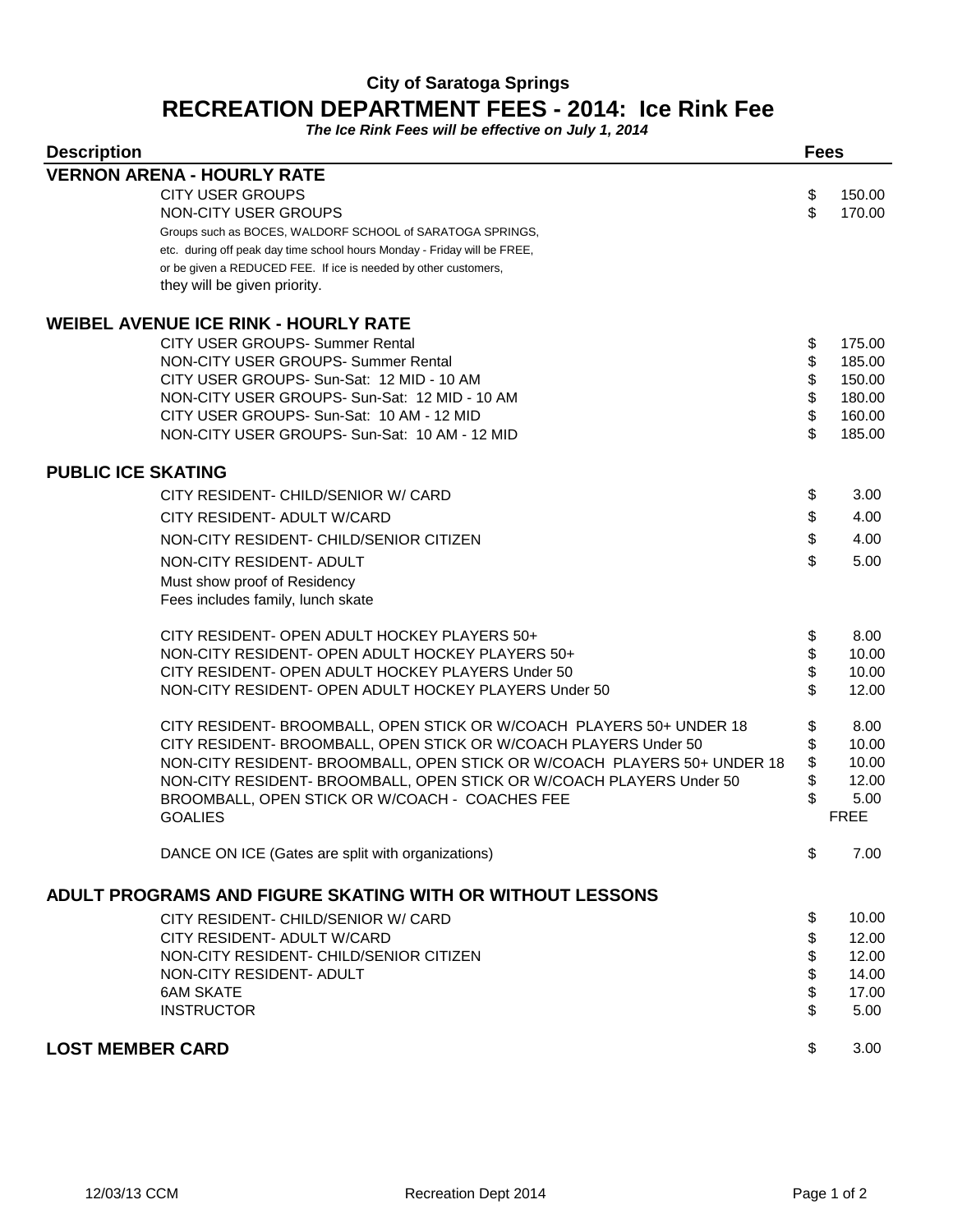### City of Saratoga Springs

## RECREATION DEPARTMENT FEES - 2014: Ice Rink Fee

***The Ice Rink Fees will be effective on July 1, 2014***

| Description | Fees |
|---|---|
| **VERNON ARENA - HOURLY RATE** | |
| CITY USER GROUPS | $ 150.00 |
| NON-CITY USER GROUPS | $ 170.00 |
| Groups such as BOCES, WALDORF SCHOOL of SARATOGA SPRINGS, etc. during off peak day time school hours Monday - Friday will be FREE, or be given a REDUCED FEE. If ice is needed by other customers, they will be given priority. | |
| **WEIBEL AVENUE ICE RINK - HOURLY RATE** | |
| CITY USER GROUPS- Summer Rental | $ 175.00 |
| NON-CITY USER GROUPS- Summer Rental | $ 185.00 |
| CITY USER GROUPS- Sun-Sat: 12 MID - 10 AM | $ 150.00 |
| NON-CITY USER GROUPS- Sun-Sat: 12 MID - 10 AM | $ 180.00 |
| CITY USER GROUPS- Sun-Sat: 10 AM - 12 MID | $ 160.00 |
| NON-CITY USER GROUPS- Sun-Sat: 10 AM - 12 MID | $ 185.00 |
| **PUBLIC ICE SKATING** | |
| CITY RESIDENT- CHILD/SENIOR W/ CARD | $ 3.00 |
| CITY RESIDENT- ADULT W/CARD | $ 4.00 |
| NON-CITY RESIDENT- CHILD/SENIOR CITIZEN | $ 4.00 |
| NON-CITY RESIDENT- ADULT | $ 5.00 |
| Must show proof of Residency | |
| Fees includes family, lunch skate | |
| CITY RESIDENT- OPEN ADULT HOCKEY PLAYERS 50+ | $ 8.00 |
| NON-CITY RESIDENT- OPEN ADULT HOCKEY PLAYERS 50+ | $ 10.00 |
| CITY RESIDENT- OPEN ADULT HOCKEY PLAYERS Under 50 | $ 10.00 |
| NON-CITY RESIDENT- OPEN ADULT HOCKEY PLAYERS Under 50 | $ 12.00 |
| CITY RESIDENT- BROOMBALL, OPEN STICK OR W/COACH PLAYERS 50+ UNDER 18 | $ 8.00 |
| CITY RESIDENT- BROOMBALL, OPEN STICK OR W/COACH PLAYERS Under 50 | $ 10.00 |
| NON-CITY RESIDENT- BROOMBALL, OPEN STICK OR W/COACH PLAYERS 50+ UNDER 18 | $ 10.00 |
| NON-CITY RESIDENT- BROOMBALL, OPEN STICK OR W/COACH PLAYERS Under 50 | $ 12.00 |
| BROOMBALL, OPEN STICK OR W/COACH - COACHES FEE | $ 5.00 |
| GOALIES | FREE |
| DANCE ON ICE (Gates are split with organizations) | $ 7.00 |
| **ADULT PROGRAMS AND FIGURE SKATING WITH OR WITHOUT LESSONS** | |
| CITY RESIDENT- CHILD/SENIOR W/ CARD | $ 10.00 |
| CITY RESIDENT- ADULT W/CARD | $ 12.00 |
| NON-CITY RESIDENT- CHILD/SENIOR CITIZEN | $ 12.00 |
| NON-CITY RESIDENT- ADULT | $ 14.00 |
| 6AM SKATE | $ 17.00 |
| INSTRUCTOR | $ 5.00 |
| **LOST MEMBER CARD** | $ 3.00 |

12/03/13 CCM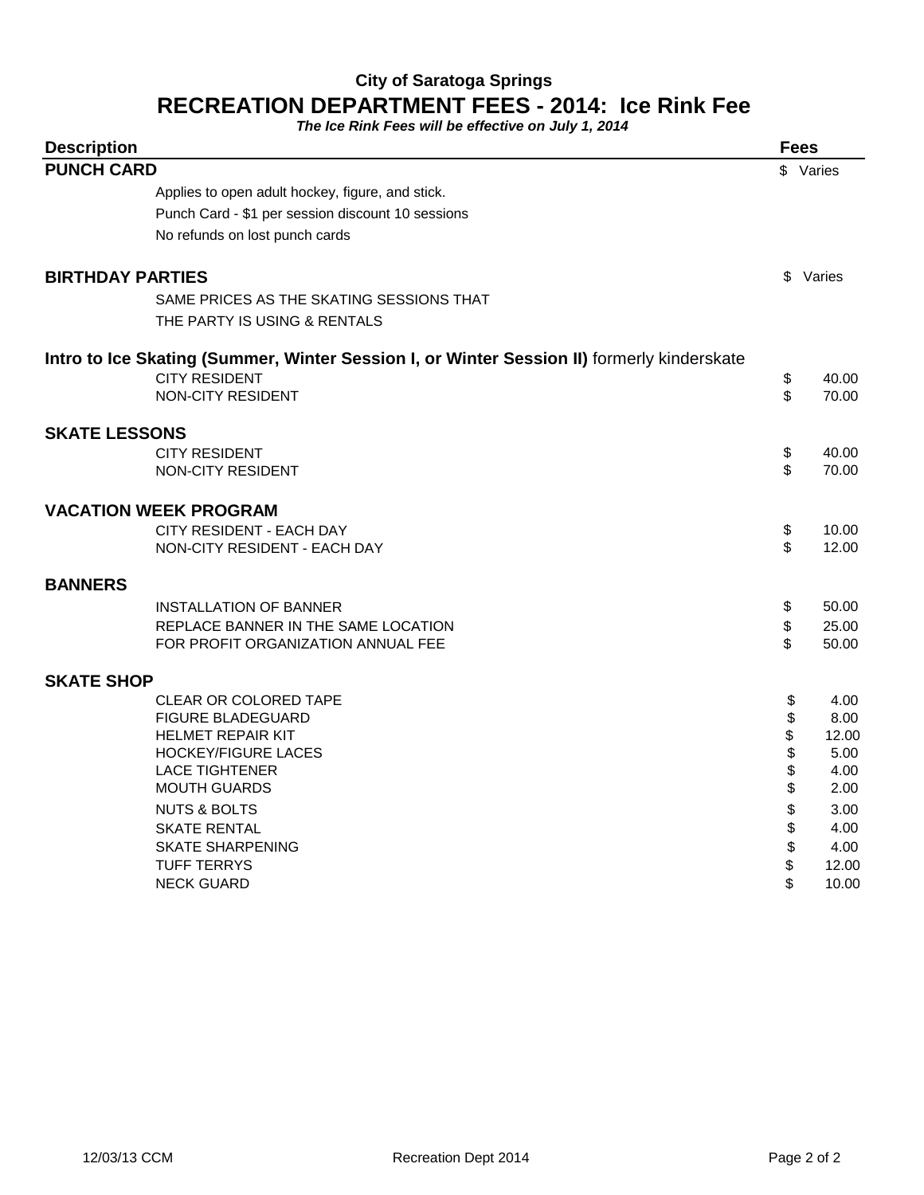## City of Saratoga Springs

# RECREATION DEPARTMENT FEES - 2014: Ice Rink Fee

***The Ice Rink Fees will be effective on July 1, 2014***

| Description | Fees |
|---|---|
| **PUNCH CARD** | $ Varies |
| Applies to open adult hockey, figure, and stick. | |
| Punch Card - $1 per session discount 10 sessions | |
| No refunds on lost punch cards | |
| **BIRTHDAY PARTIES** | $ Varies |
| SAME PRICES AS THE SKATING SESSIONS THAT | |
| THE PARTY IS USING & RENTALS | |
| **Intro to Ice Skating (Summer, Winter Session I, or Winter Session II)** formerly kinderskate | |
| CITY RESIDENT | $ 40.00 |
| NON-CITY RESIDENT | $ 70.00 |
| **SKATE LESSONS** | |
| CITY RESIDENT | $ 40.00 |
| NON-CITY RESIDENT | $ 70.00 |
| **VACATION WEEK PROGRAM** | |
| CITY RESIDENT - EACH DAY | $ 10.00 |
| NON-CITY RESIDENT - EACH DAY | $ 12.00 |
| **BANNERS** | |
| INSTALLATION OF BANNER | $ 50.00 |
| REPLACE BANNER IN THE SAME LOCATION | $ 25.00 |
| FOR PROFIT ORGANIZATION ANNUAL FEE | $ 50.00 |
| **SKATE SHOP** | |
| CLEAR OR COLORED TAPE | $ 4.00 |
| FIGURE BLADEGUARD | $ 8.00 |
| HELMET REPAIR KIT | $ 12.00 |
| HOCKEY/FIGURE LACES | $ 5.00 |
| LACE TIGHTENER | $ 4.00 |
| MOUTH GUARDS | $ 2.00 |
| NUTS & BOLTS | $ 3.00 |
| SKATE RENTAL | $ 4.00 |
| SKATE SHARPENING | $ 4.00 |
| TUFF TERRYS | $ 12.00 |
| NECK GUARD | $ 10.00 |

12/03/13 CCM    Recreation Dept 2014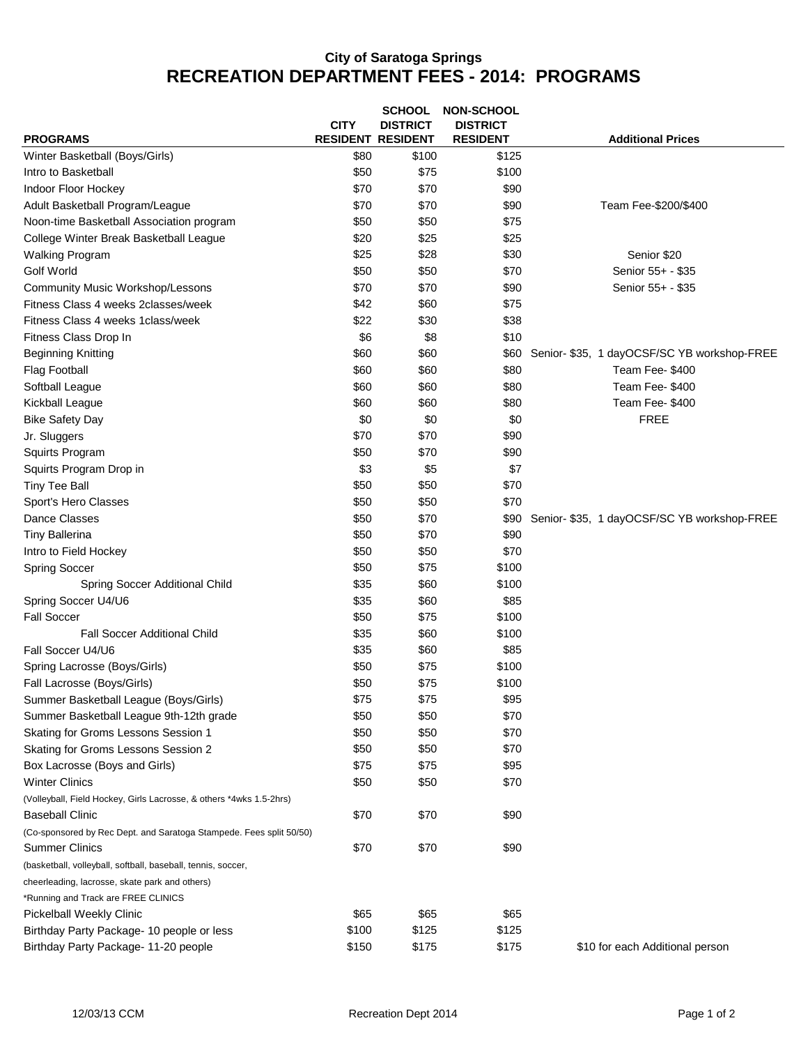# City of Saratoga Springs

## RECREATION DEPARTMENT FEES - 2014: PROGRAMS

| PROGRAMS | CITY RESIDENT | SCHOOL DISTRICT RESIDENT | NON-SCHOOL DISTRICT RESIDENT | Additional Prices |
|---|---|---|---|---|
| Winter Basketball (Boys/Girls) | $80 | $100 | $125 | |
| Intro to Basketball | $50 | $75 | $100 | |
| Indoor Floor Hockey | $70 | $70 | $90 | |
| Adult Basketball Program/League | $70 | $70 | $90 | Team Fee-$200/$400 |
| Noon-time Basketball Association program | $50 | $50 | $75 | |
| College Winter Break Basketball League | $20 | $25 | $25 | |
| Walking Program | $25 | $28 | $30 | Senior $20 |
| Golf World | $50 | $50 | $70 | Senior 55+ - $35 |
| Community Music Workshop/Lessons | $70 | $70 | $90 | Senior 55+ - $35 |
| Fitness Class 4 weeks 2classes/week | $42 | $60 | $75 | |
| Fitness Class 4 weeks 1class/week | $22 | $30 | $38 | |
| Fitness Class Drop In | $6 | $8 | $10 | |
| Beginning Knitting | $60 | $60 | $60 | Senior- $35, 1 dayOCSF/SC YB workshop-FREE |
| Flag Football | $60 | $60 | $80 | Team Fee- $400 |
| Softball League | $60 | $60 | $80 | Team Fee- $400 |
| Kickball League | $60 | $60 | $80 | Team Fee- $400 |
| Bike Safety Day | $0 | $0 | $0 | FREE |
| Jr. Sluggers | $70 | $70 | $90 | |
| Squirts Program | $50 | $70 | $90 | |
| Squirts Program Drop in | $3 | $5 | $7 | |
| Tiny Tee Ball | $50 | $50 | $70 | |
| Sport's Hero Classes | $50 | $50 | $70 | |
| Dance Classes | $50 | $70 | $90 | Senior- $35, 1 dayOCSF/SC YB workshop-FREE |
| Tiny Ballerina | $50 | $70 | $90 | |
| Intro to Field Hockey | $50 | $50 | $70 | |
| Spring Soccer | $50 | $75 | $100 | |
| Spring Soccer Additional Child | $35 | $60 | $100 | |
| Spring Soccer U4/U6 | $35 | $60 | $85 | |
| Fall Soccer | $50 | $75 | $100 | |
| Fall Soccer Additional Child | $35 | $60 | $100 | |
| Fall Soccer U4/U6 | $35 | $60 | $85 | |
| Spring Lacrosse (Boys/Girls) | $50 | $75 | $100 | |
| Fall Lacrosse (Boys/Girls) | $50 | $75 | $100 | |
| Summer Basketball League (Boys/Girls) | $75 | $75 | $95 | |
| Summer Basketball League 9th-12th grade | $50 | $50 | $70 | |
| Skating for Groms Lessons Session 1 | $50 | $50 | $70 | |
| Skating for Groms Lessons Session 2 | $50 | $50 | $70 | |
| Box Lacrosse (Boys and Girls) | $75 | $75 | $95 | |
| Winter Clinics | $50 | $50 | $70 | |
| (Volleyball, Field Hockey, Girls Lacrosse, & others *4wks 1.5-2hrs) | | | | |
| Baseball Clinic | $70 | $70 | $90 | |
| (Co-sponsored by Rec Dept. and Saratoga Stampede. Fees split 50/50) | | | | |
| Summer Clinics | $70 | $70 | $90 | |
| (basketball, volleyball, softball, baseball, tennis, soccer, cheerleading, lacrosse, skate park and others) | | | | |
| *Running and Track are FREE CLINICS | | | | |
| Pickelball Weekly Clinic | $65 | $65 | $65 | |
| Birthday Party Package- 10 people or less | $100 | $125 | $125 | |
| Birthday Party Package- 11-20 people | $150 | $175 | $175 | $10 for each Additional person |

12/03/13 CCM

Recreation Dept 2014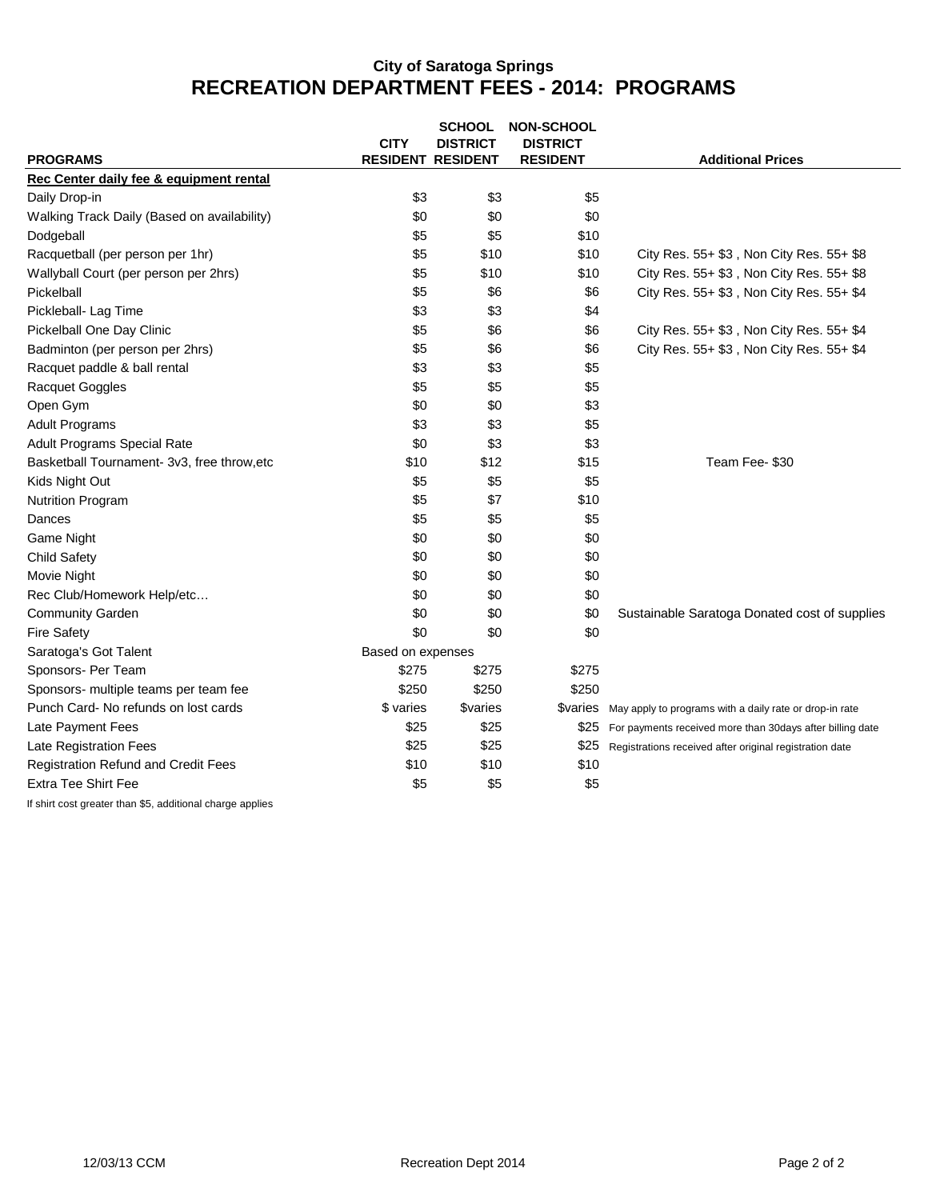### City of Saratoga Springs
# RECREATION DEPARTMENT FEES - 2014: PROGRAMS

| PROGRAMS | CITY RESIDENT | SCHOOL DISTRICT RESIDENT | NON-SCHOOL DISTRICT RESIDENT | Additional Prices |
|---|---|---|---|---|
| **Rec Center daily fee & equipment rental** | | | | |
| Daily Drop-in | $3 | $3 | $5 | |
| Walking Track Daily (Based on availability) | $0 | $0 | $0 | |
| Dodgeball | $5 | $5 | $10 | |
| Racquetball (per person per 1hr) | $5 | $10 | $10 | City Res. 55+ $3 , Non City Res. 55+ $8 |
| Wallyball Court (per person per 2hrs) | $5 | $10 | $10 | City Res. 55+ $3 , Non City Res. 55+ $8 |
| Pickelball | $5 | $6 | $6 | City Res. 55+ $3 , Non City Res. 55+ $4 |
| Pickleball- Lag Time | $3 | $3 | $4 | |
| Pickelball One Day Clinic | $5 | $6 | $6 | City Res. 55+ $3 , Non City Res. 55+ $4 |
| Badminton (per person per 2hrs) | $5 | $6 | $6 | City Res. 55+ $3 , Non City Res. 55+ $4 |
| Racquet paddle & ball rental | $3 | $3 | $5 | |
| Racquet Goggles | $5 | $5 | $5 | |
| Open Gym | $0 | $0 | $3 | |
| Adult Programs | $3 | $3 | $5 | |
| Adult Programs Special Rate | $0 | $3 | $3 | |
| Basketball Tournament- 3v3, free throw,etc | $10 | $12 | $15 | Team Fee- $30 |
| Kids Night Out | $5 | $5 | $5 | |
| Nutrition Program | $5 | $7 | $10 | |
| Dances | $5 | $5 | $5 | |
| Game Night | $0 | $0 | $0 | |
| Child Safety | $0 | $0 | $0 | |
| Movie Night | $0 | $0 | $0 | |
| Rec Club/Homework Help/etc… | $0 | $0 | $0 | |
| Community Garden | $0 | $0 | $0 | Sustainable Saratoga Donated cost of supplies |
| Fire Safety | $0 | $0 | $0 | |
| Saratoga's Got Talent | Based on expenses | | | |
| Sponsors- Per Team | $275 | $275 | $275 | |
| Sponsors- multiple teams per team fee | $250 | $250 | $250 | |
| Punch Card- No refunds on lost cards | $ varies | $varies | $varies | May apply to programs with a daily rate or drop-in rate |
| Late Payment Fees | $25 | $25 | $25 | For payments received more than 30days after billing date |
| Late Registration Fees | $25 | $25 | $25 | Registrations received after original registration date |
| Registration Refund and Credit Fees | $10 | $10 | $10 | |
| Extra Tee Shirt Fee | $5 | $5 | $5 | |

If shirt cost greater than $5, additional charge applies